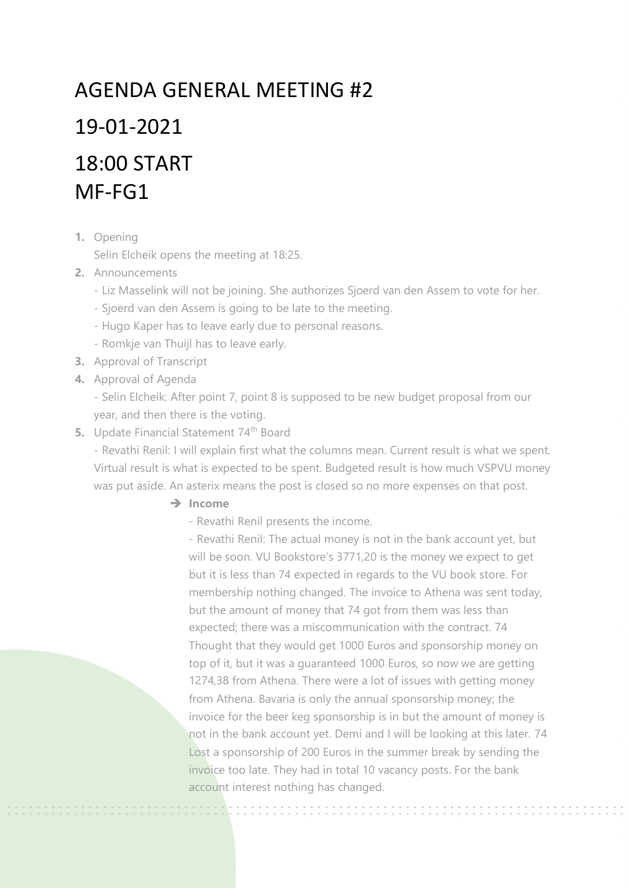# AGENDA GENERAL MEETING #2

# 19-01-2021

# 18:00 START
# MF-FG1

1. Opening

   Selin Elcheik opens the meeting at 18:25.

2. Announcements

   - Liz Masselink will not be joining. She authorizes Sjoerd van den Assem to vote for her.
   - Sjoerd van den Assem is going to be late to the meeting.
   - Hugo Kaper has to leave early due to personal reasons.
   - Romkje van Thuijl has to leave early.

3. Approval of Transcript

4. Approval of Agenda

   - Selin Elcheik: After point 7, point 8 is supposed to be new budget proposal from our year, and then there is the voting.

5. Update Financial Statement 74th Board

   - Revathi Renil: I will explain first what the columns mean. Current result is what we spent. Virtual result is what is expected to be spent. Budgeted result is how much VSPVU money was put aside. An asterix means the post is closed so no more expenses on that post.

   ➔ **Income**

   - Revathi Renil presents the income.

   - Revathi Renil: The actual money is not in the bank account yet, but will be soon. VU Bookstore's 3771,20 is the money we expect to get but it is less than 74 expected in regards to the VU book store. For membership nothing changed. The invoice to Athena was sent today, but the amount of money that 74 got from them was less than expected; there was a miscommunication with the contract. 74 Thought that they would get 1000 Euros and sponsorship money on top of it, but it was a guaranteed 1000 Euros, so now we are getting 1274,38 from Athena. There were a lot of issues with getting money from Athena. Bavaria is only the annual sponsorship money; the invoice for the beer keg sponsorship is in but the amount of money is not in the bank account yet. Demi and I will be looking at this later. 74 Lost a sponsorship of 200 Euros in the summer break by sending the invoice too late. They had in total 10 vacancy posts. For the bank account interest nothing has changed.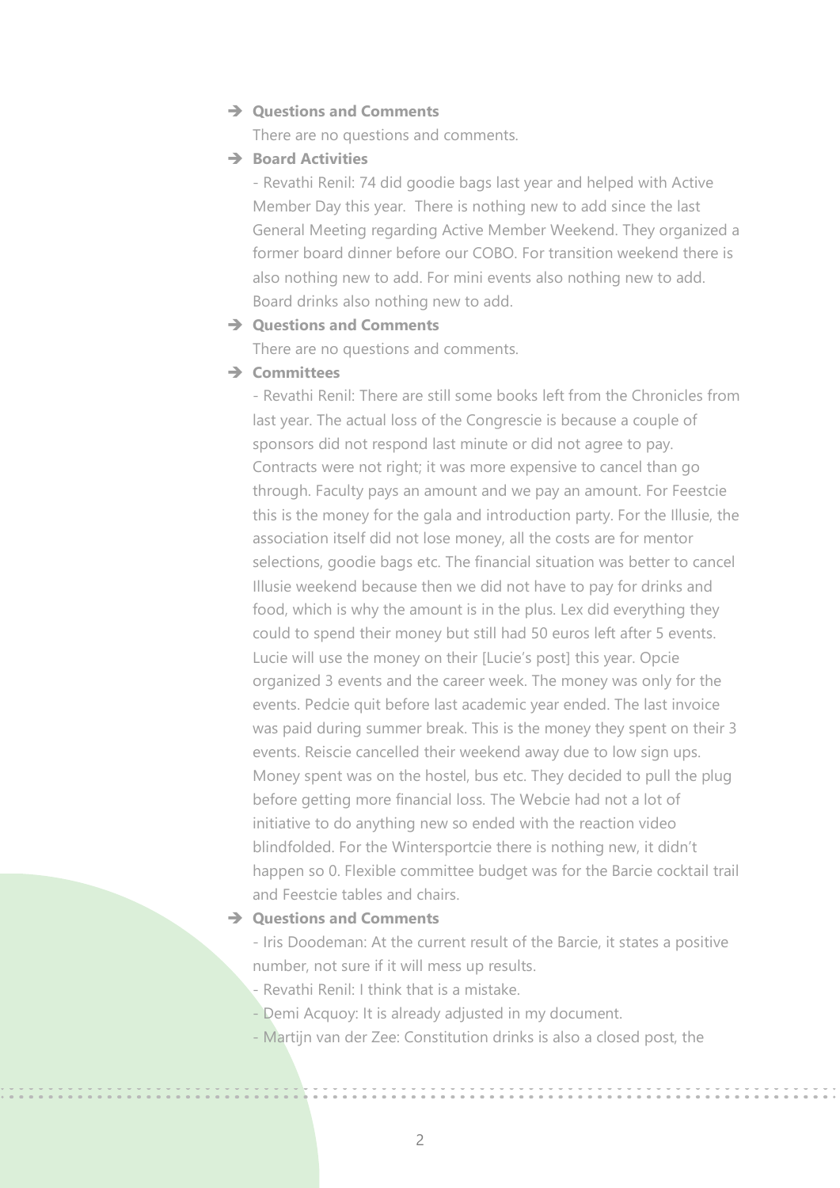➔ **Questions and Comments**

There are no questions and comments.

➔ **Board Activities**

- Revathi Renil: 74 did goodie bags last year and helped with Active Member Day this year. There is nothing new to add since the last General Meeting regarding Active Member Weekend. They organized a former board dinner before our COBO. For transition weekend there is also nothing new to add. For mini events also nothing new to add. Board drinks also nothing new to add.

➔ **Questions and Comments**

There are no questions and comments.

➔ **Committees**

- Revathi Renil: There are still some books left from the Chronicles from last year. The actual loss of the Congrescie is because a couple of sponsors did not respond last minute or did not agree to pay. Contracts were not right; it was more expensive to cancel than go through. Faculty pays an amount and we pay an amount. For Feestcie this is the money for the gala and introduction party. For the Illusie, the association itself did not lose money, all the costs are for mentor selections, goodie bags etc. The financial situation was better to cancel Illusie weekend because then we did not have to pay for drinks and food, which is why the amount is in the plus. Lex did everything they could to spend their money but still had 50 euros left after 5 events. Lucie will use the money on their [Lucie's post] this year. Opcie organized 3 events and the career week. The money was only for the events. Pedcie quit before last academic year ended. The last invoice was paid during summer break. This is the money they spent on their 3 events. Reiscie cancelled their weekend away due to low sign ups. Money spent was on the hostel, bus etc. They decided to pull the plug before getting more financial loss. The Webcie had not a lot of initiative to do anything new so ended with the reaction video blindfolded. For the Wintersportcie there is nothing new, it didn't happen so 0. Flexible committee budget was for the Barcie cocktail trail and Feestcie tables and chairs.

➔ **Questions and Comments**

- Iris Doodeman: At the current result of the Barcie, it states a positive number, not sure if it will mess up results.
- Revathi Renil: I think that is a mistake.
- Demi Acquoy: It is already adjusted in my document.
- Martijn van der Zee: Constitution drinks is also a closed post, the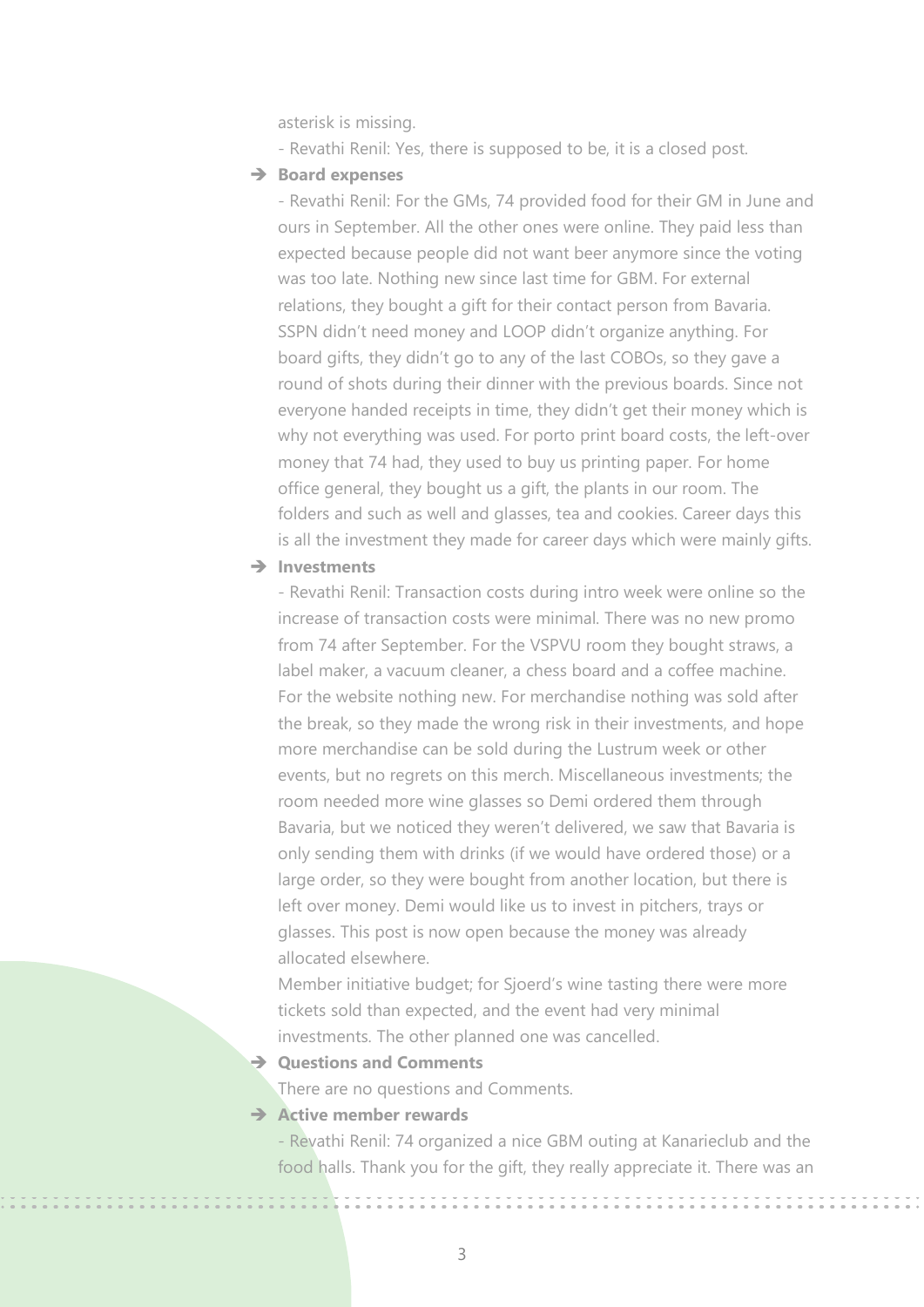asterisk is missing.

- Revathi Renil: Yes, there is supposed to be, it is a closed post.

➔ **Board expenses**

- Revathi Renil: For the GMs, 74 provided food for their GM in June and ours in September. All the other ones were online. They paid less than expected because people did not want beer anymore since the voting was too late. Nothing new since last time for GBM. For external relations, they bought a gift for their contact person from Bavaria. SSPN didn't need money and LOOP didn't organize anything. For board gifts, they didn't go to any of the last COBOs, so they gave a round of shots during their dinner with the previous boards. Since not everyone handed receipts in time, they didn't get their money which is why not everything was used. For porto print board costs, the left-over money that 74 had, they used to buy us printing paper. For home office general, they bought us a gift, the plants in our room. The folders and such as well and glasses, tea and cookies. Career days this is all the investment they made for career days which were mainly gifts.

➔ **Investments**

- Revathi Renil: Transaction costs during intro week were online so the increase of transaction costs were minimal. There was no new promo from 74 after September. For the VSPVU room they bought straws, a label maker, a vacuum cleaner, a chess board and a coffee machine. For the website nothing new. For merchandise nothing was sold after the break, so they made the wrong risk in their investments, and hope more merchandise can be sold during the Lustrum week or other events, but no regrets on this merch. Miscellaneous investments; the room needed more wine glasses so Demi ordered them through Bavaria, but we noticed they weren't delivered, we saw that Bavaria is only sending them with drinks (if we would have ordered those) or a large order, so they were bought from another location, but there is left over money. Demi would like us to invest in pitchers, trays or glasses. This post is now open because the money was already allocated elsewhere.

Member initiative budget; for Sjoerd's wine tasting there were more tickets sold than expected, and the event had very minimal investments. The other planned one was cancelled.

➔ **Questions and Comments**

There are no questions and Comments.

➔ **Active member rewards**

- Revathi Renil: 74 organized a nice GBM outing at Kanarieclub and the food halls. Thank you for the gift, they really appreciate it. There was an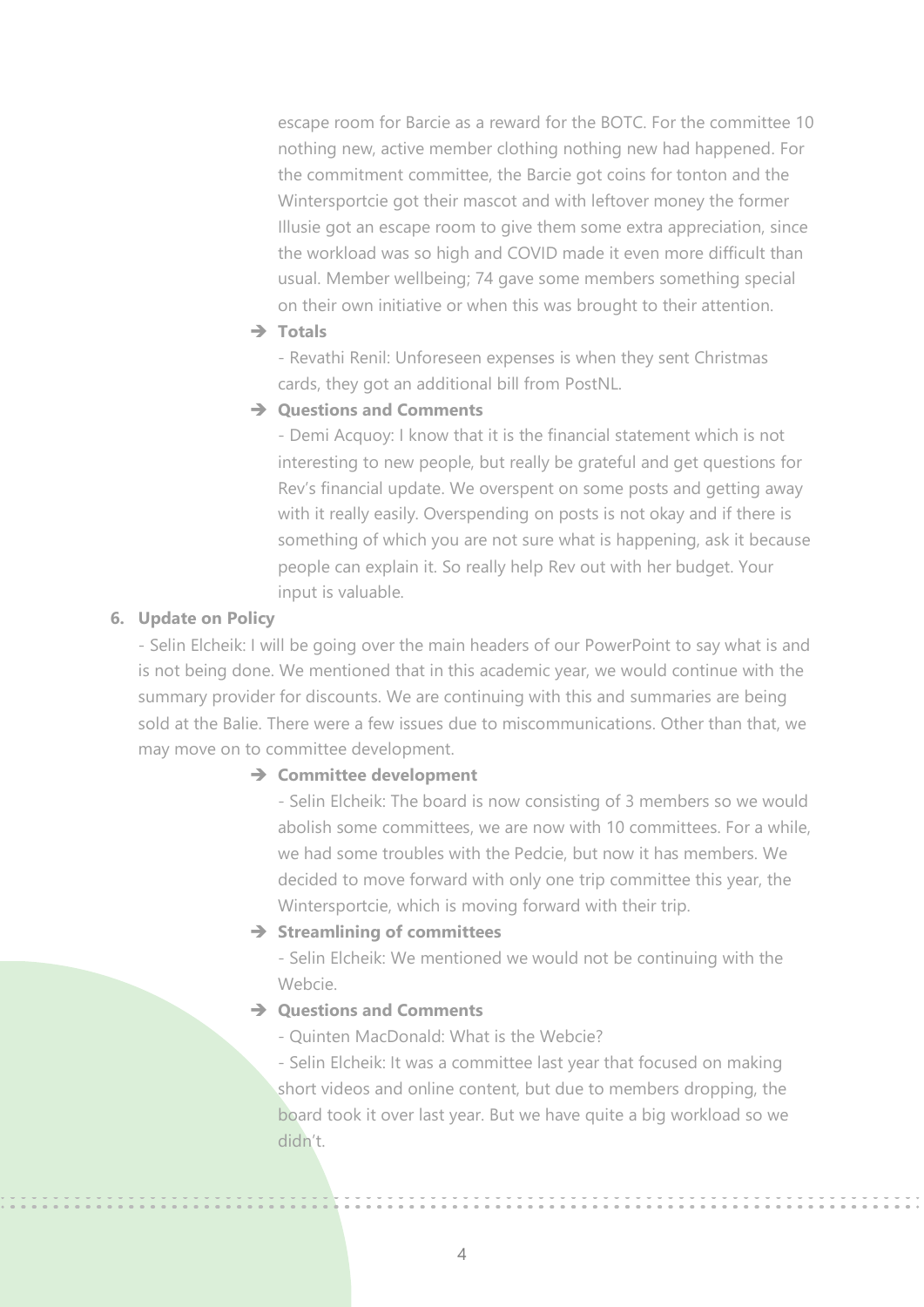escape room for Barcie as a reward for the BOTC. For the committee 10 nothing new, active member clothing nothing new had happened. For the commitment committee, the Barcie got coins for tonton and the Wintersportcie got their mascot and with leftover money the former Illusie got an escape room to give them some extra appreciation, since the workload was so high and COVID made it even more difficult than usual. Member wellbeing; 74 gave some members something special on their own initiative or when this was brought to their attention.

➔ **Totals**

- Revathi Renil: Unforeseen expenses is when they sent Christmas cards, they got an additional bill from PostNL.

➔ **Questions and Comments**

- Demi Acquoy: I know that it is the financial statement which is not interesting to new people, but really be grateful and get questions for Rev's financial update. We overspent on some posts and getting away with it really easily. Overspending on posts is not okay and if there is something of which you are not sure what is happening, ask it because people can explain it. So really help Rev out with her budget. Your input is valuable.

**6. Update on Policy**

- Selin Elcheik: I will be going over the main headers of our PowerPoint to say what is and is not being done. We mentioned that in this academic year, we would continue with the summary provider for discounts. We are continuing with this and summaries are being sold at the Balie. There were a few issues due to miscommunications. Other than that, we may move on to committee development.

➔ **Committee development**

- Selin Elcheik: The board is now consisting of 3 members so we would abolish some committees, we are now with 10 committees. For a while, we had some troubles with the Pedcie, but now it has members. We decided to move forward with only one trip committee this year, the Wintersportcie, which is moving forward with their trip.

➔ **Streamlining of committees**

- Selin Elcheik: We mentioned we would not be continuing with the Webcie.

➔ **Questions and Comments**

- Quinten MacDonald: What is the Webcie?

- Selin Elcheik: It was a committee last year that focused on making short videos and online content, but due to members dropping, the board took it over last year. But we have quite a big workload so we didn't.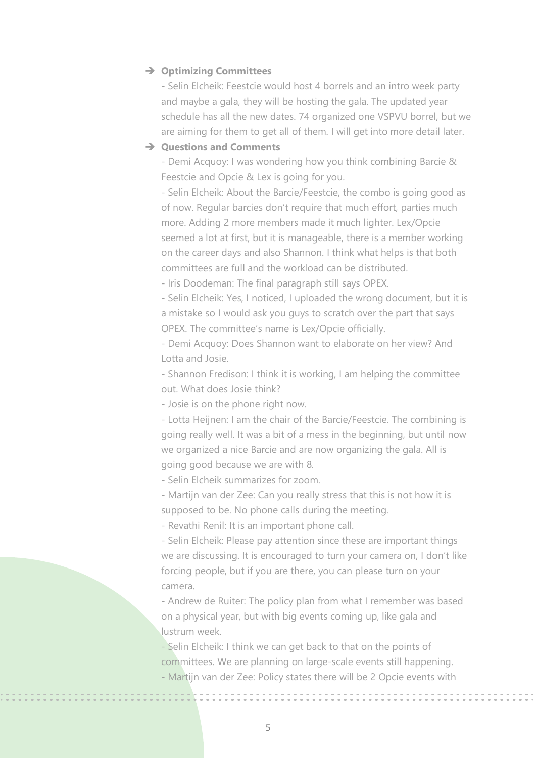➔ **Optimizing Committees**

- Selin Elcheik: Feestcie would host 4 borrels and an intro week party and maybe a gala, they will be hosting the gala. The updated year schedule has all the new dates. 74 organized one VSPVU borrel, but we are aiming for them to get all of them. I will get into more detail later.

➔ **Questions and Comments**

- Demi Acquoy: I was wondering how you think combining Barcie & Feestcie and Opcie & Lex is going for you.
- Selin Elcheik: About the Barcie/Feestcie, the combo is going good as of now. Regular barcies don't require that much effort, parties much more. Adding 2 more members made it much lighter. Lex/Opcie seemed a lot at first, but it is manageable, there is a member working on the career days and also Shannon. I think what helps is that both committees are full and the workload can be distributed.
- Iris Doodeman: The final paragraph still says OPEX.
- Selin Elcheik: Yes, I noticed, I uploaded the wrong document, but it is a mistake so I would ask you guys to scratch over the part that says OPEX. The committee's name is Lex/Opcie officially.
- Demi Acquoy: Does Shannon want to elaborate on her view? And Lotta and Josie.
- Shannon Fredison: I think it is working, I am helping the committee out. What does Josie think?
- Josie is on the phone right now.
- Lotta Heijnen: I am the chair of the Barcie/Feestcie. The combining is going really well. It was a bit of a mess in the beginning, but until now we organized a nice Barcie and are now organizing the gala. All is going good because we are with 8.
- Selin Elcheik summarizes for zoom.
- Martijn van der Zee: Can you really stress that this is not how it is supposed to be. No phone calls during the meeting.
- Revathi Renil: It is an important phone call.
- Selin Elcheik: Please pay attention since these are important things we are discussing. It is encouraged to turn your camera on, I don't like forcing people, but if you are there, you can please turn on your camera.
- Andrew de Ruiter: The policy plan from what I remember was based on a physical year, but with big events coming up, like gala and lustrum week.
- Selin Elcheik: I think we can get back to that on the points of committees. We are planning on large-scale events still happening.
- Martijn van der Zee: Policy states there will be 2 Opcie events with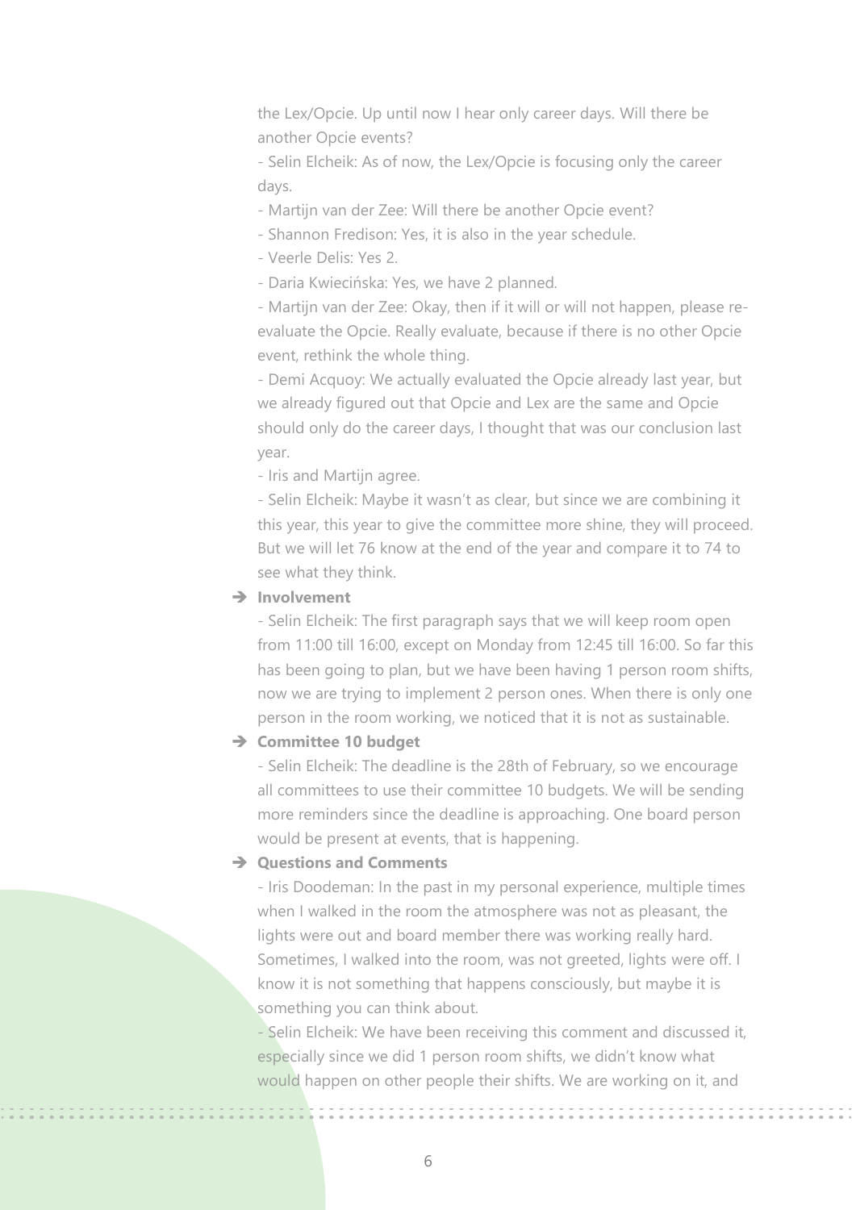the Lex/Opcie. Up until now I hear only career days. Will there be another Opcie events?

- Selin Elcheik: As of now, the Lex/Opcie is focusing only the career days.
- Martijn van der Zee: Will there be another Opcie event?
- Shannon Fredison: Yes, it is also in the year schedule.
- Veerle Delis: Yes 2.
- Daria Kwiecińska: Yes, we have 2 planned.
- Martijn van der Zee: Okay, then if it will or will not happen, please re-evaluate the Opcie. Really evaluate, because if there is no other Opcie event, rethink the whole thing.
- Demi Acquoy: We actually evaluated the Opcie already last year, but we already figured out that Opcie and Lex are the same and Opcie should only do the career days, I thought that was our conclusion last year.
- Iris and Martijn agree.
- Selin Elcheik: Maybe it wasn't as clear, but since we are combining it this year, this year to give the committee more shine, they will proceed. But we will let 76 know at the end of the year and compare it to 74 to see what they think.

➔ **Involvement**

- Selin Elcheik: The first paragraph says that we will keep room open from 11:00 till 16:00, except on Monday from 12:45 till 16:00. So far this has been going to plan, but we have been having 1 person room shifts, now we are trying to implement 2 person ones. When there is only one person in the room working, we noticed that it is not as sustainable.

➔ **Committee 10 budget**

- Selin Elcheik: The deadline is the 28th of February, so we encourage all committees to use their committee 10 budgets. We will be sending more reminders since the deadline is approaching. One board person would be present at events, that is happening.

➔ **Questions and Comments**

- Iris Doodeman: In the past in my personal experience, multiple times when I walked in the room the atmosphere was not as pleasant, the lights were out and board member there was working really hard. Sometimes, I walked into the room, was not greeted, lights were off. I know it is not something that happens consciously, but maybe it is something you can think about.
- Selin Elcheik: We have been receiving this comment and discussed it, especially since we did 1 person room shifts, we didn't know what would happen on other people their shifts. We are working on it, and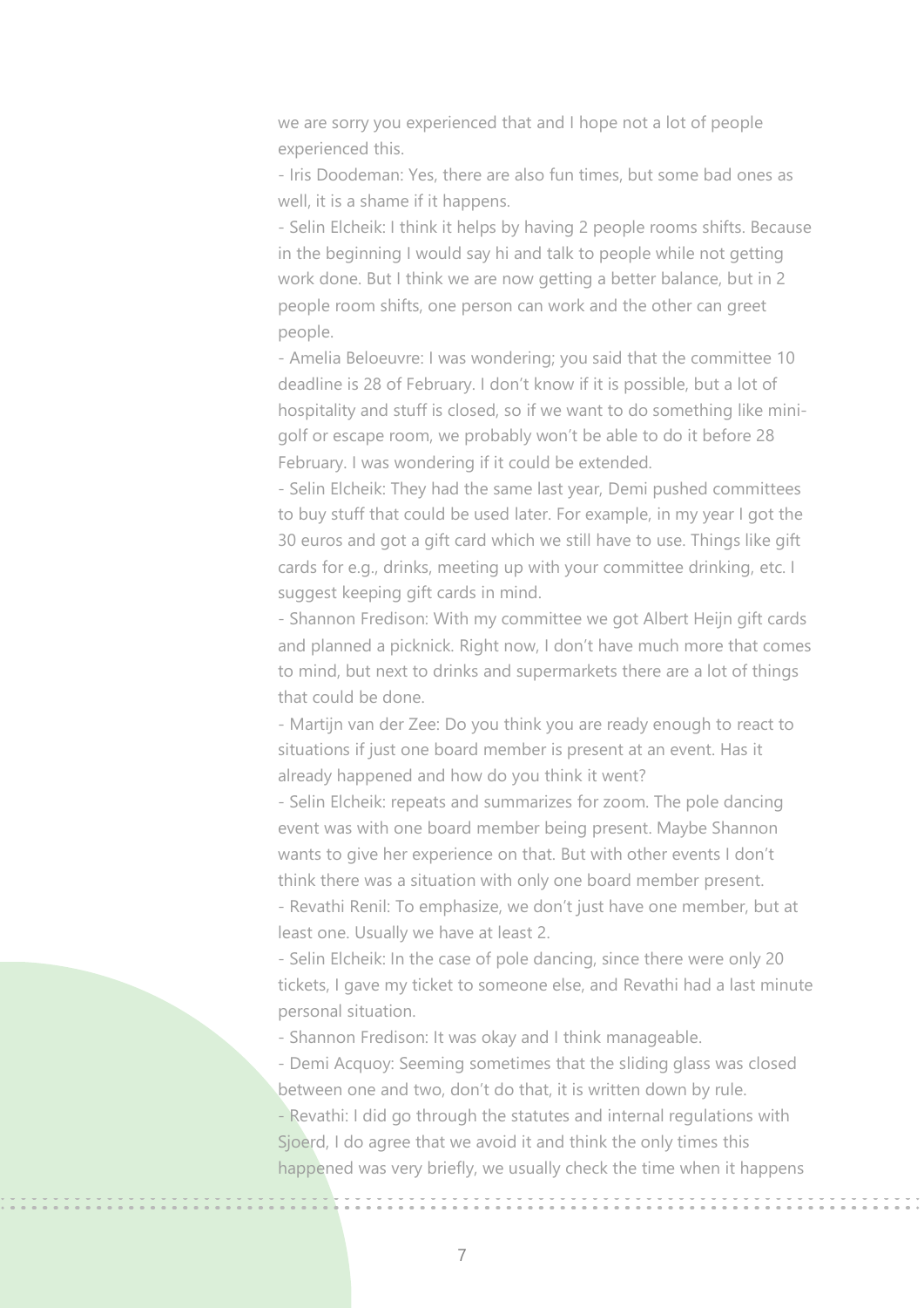we are sorry you experienced that and I hope not a lot of people experienced this.

- Iris Doodeman: Yes, there are also fun times, but some bad ones as well, it is a shame if it happens.
- Selin Elcheik: I think it helps by having 2 people rooms shifts. Because in the beginning I would say hi and talk to people while not getting work done. But I think we are now getting a better balance, but in 2 people room shifts, one person can work and the other can greet people.
- Amelia Beloeuvre: I was wondering; you said that the committee 10 deadline is 28 of February. I don't know if it is possible, but a lot of hospitality and stuff is closed, so if we want to do something like mini-golf or escape room, we probably won't be able to do it before 28 February. I was wondering if it could be extended.
- Selin Elcheik: They had the same last year, Demi pushed committees to buy stuff that could be used later. For example, in my year I got the 30 euros and got a gift card which we still have to use. Things like gift cards for e.g., drinks, meeting up with your committee drinking, etc. I suggest keeping gift cards in mind.
- Shannon Fredison: With my committee we got Albert Heijn gift cards and planned a picknick. Right now, I don't have much more that comes to mind, but next to drinks and supermarkets there are a lot of things that could be done.
- Martijn van der Zee: Do you think you are ready enough to react to situations if just one board member is present at an event. Has it already happened and how do you think it went?
- Selin Elcheik: repeats and summarizes for zoom. The pole dancing event was with one board member being present. Maybe Shannon wants to give her experience on that. But with other events I don't think there was a situation with only one board member present.
- Revathi Renil: To emphasize, we don't just have one member, but at least one. Usually we have at least 2.
- Selin Elcheik: In the case of pole dancing, since there were only 20 tickets, I gave my ticket to someone else, and Revathi had a last minute personal situation.
- Shannon Fredison: It was okay and I think manageable.
- Demi Acquoy: Seeming sometimes that the sliding glass was closed between one and two, don't do that, it is written down by rule.
- Revathi: I did go through the statutes and internal regulations with Sjoerd, I do agree that we avoid it and think the only times this happened was very briefly, we usually check the time when it happens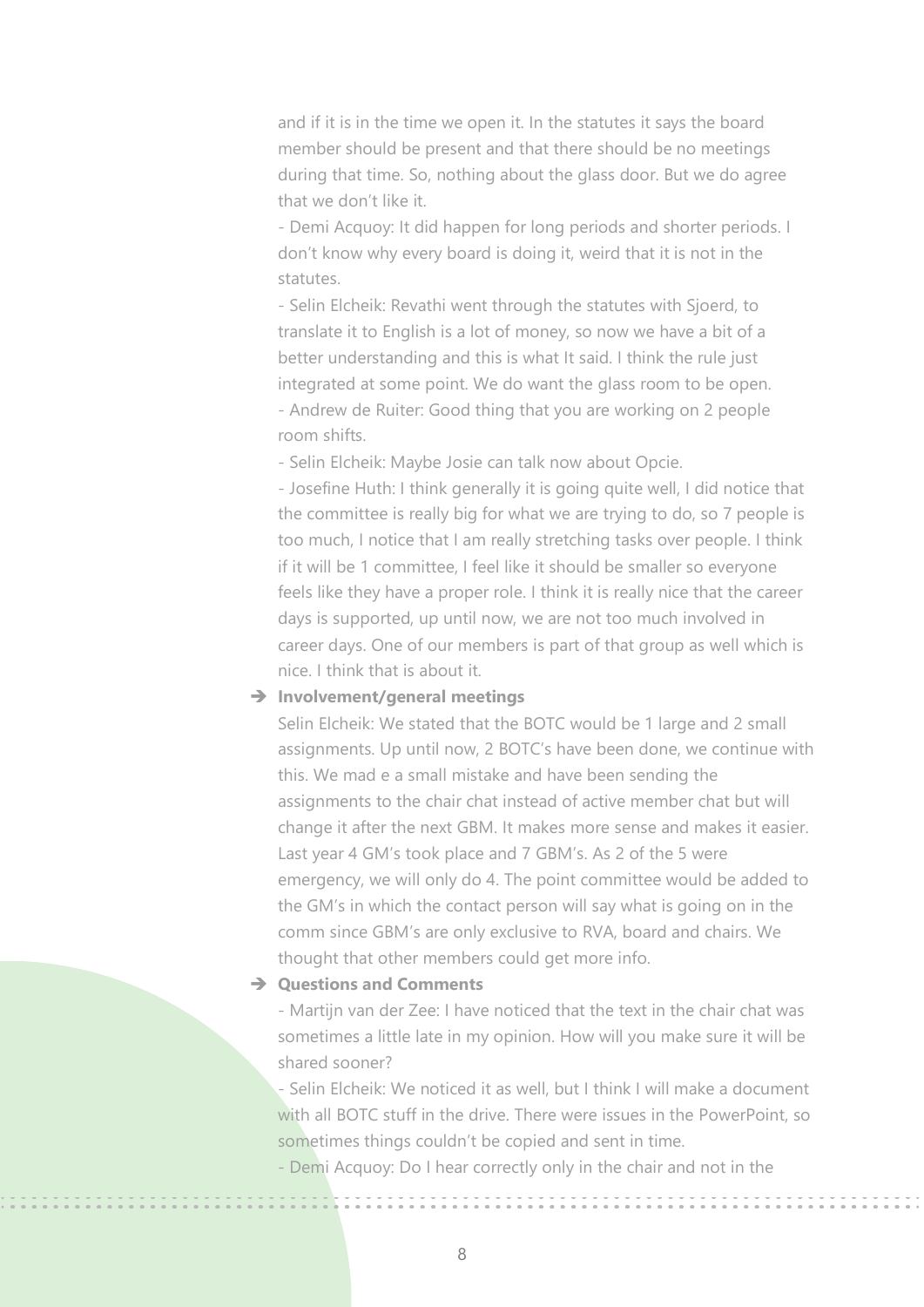and if it is in the time we open it. In the statutes it says the board member should be present and that there should be no meetings during that time. So, nothing about the glass door. But we do agree that we don't like it.

- Demi Acquoy: It did happen for long periods and shorter periods. I don't know why every board is doing it, weird that it is not in the statutes.
- Selin Elcheik: Revathi went through the statutes with Sjoerd, to translate it to English is a lot of money, so now we have a bit of a better understanding and this is what It said. I think the rule just integrated at some point. We do want the glass room to be open.
- Andrew de Ruiter: Good thing that you are working on 2 people room shifts.
- Selin Elcheik: Maybe Josie can talk now about Opcie.
- Josefine Huth: I think generally it is going quite well, I did notice that the committee is really big for what we are trying to do, so 7 people is too much, I notice that I am really stretching tasks over people. I think if it will be 1 committee, I feel like it should be smaller so everyone feels like they have a proper role. I think it is really nice that the career days is supported, up until now, we are not too much involved in career days. One of our members is part of that group as well which is nice. I think that is about it.

➔ **Involvement/general meetings**

Selin Elcheik: We stated that the BOTC would be 1 large and 2 small assignments. Up until now, 2 BOTC's have been done, we continue with this. We mad e a small mistake and have been sending the assignments to the chair chat instead of active member chat but will change it after the next GBM. It makes more sense and makes it easier. Last year 4 GM's took place and 7 GBM's. As 2 of the 5 were emergency, we will only do 4. The point committee would be added to the GM's in which the contact person will say what is going on in the comm since GBM's are only exclusive to RVA, board and chairs. We thought that other members could get more info.

➔ **Questions and Comments**

- Martijn van der Zee: I have noticed that the text in the chair chat was sometimes a little late in my opinion. How will you make sure it will be shared sooner?
- Selin Elcheik: We noticed it as well, but I think I will make a document with all BOTC stuff in the drive. There were issues in the PowerPoint, so sometimes things couldn't be copied and sent in time.
- Demi Acquoy: Do I hear correctly only in the chair and not in the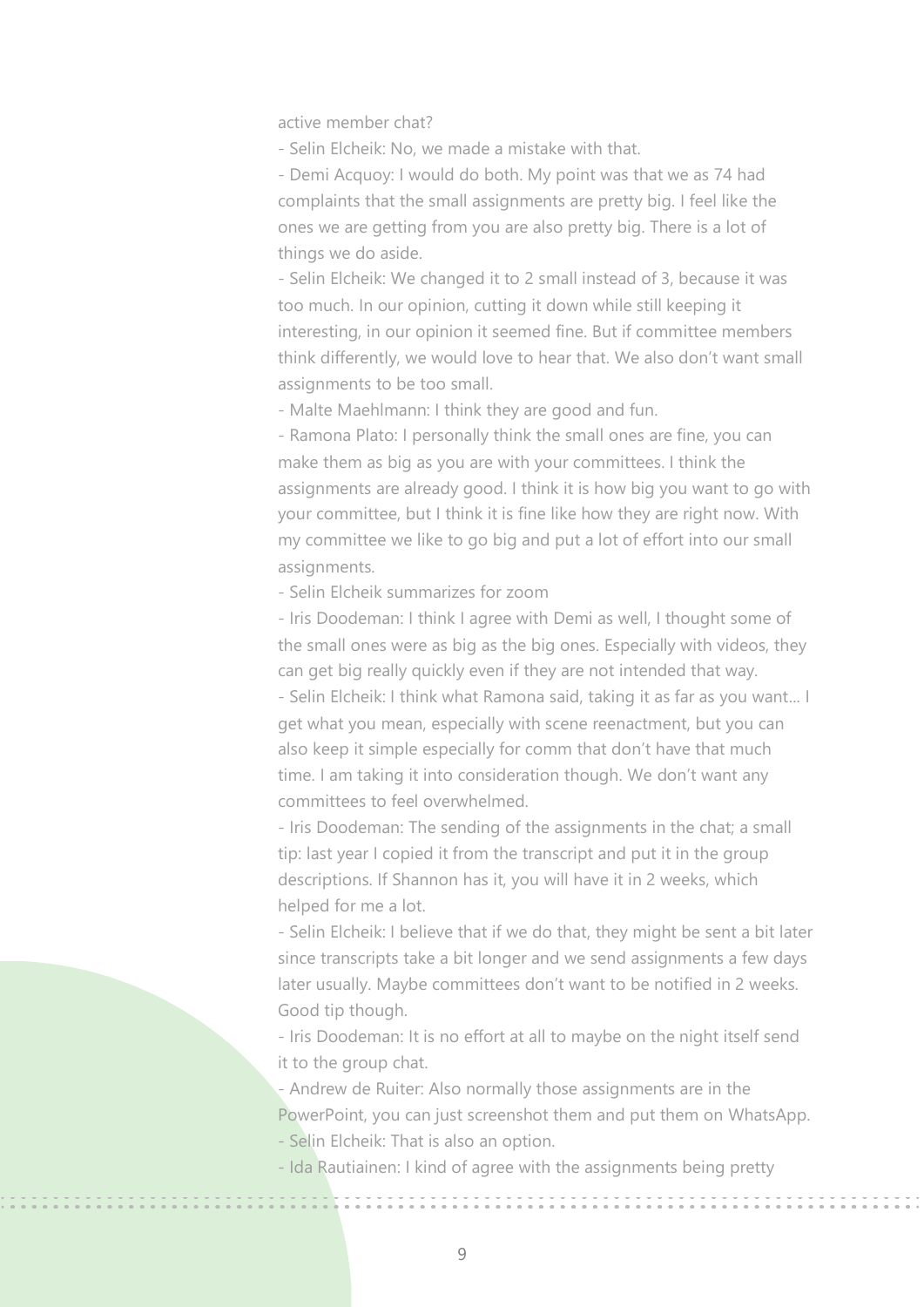active member chat?

- Selin Elcheik: No, we made a mistake with that.
- Demi Acquoy: I would do both. My point was that we as 74 had complaints that the small assignments are pretty big. I feel like the ones we are getting from you are also pretty big. There is a lot of things we do aside.
- Selin Elcheik: We changed it to 2 small instead of 3, because it was too much. In our opinion, cutting it down while still keeping it interesting, in our opinion it seemed fine. But if committee members think differently, we would love to hear that. We also don't want small assignments to be too small.
- Malte Maehlmann: I think they are good and fun.
- Ramona Plato: I personally think the small ones are fine, you can make them as big as you are with your committees. I think the assignments are already good. I think it is how big you want to go with your committee, but I think it is fine like how they are right now. With my committee we like to go big and put a lot of effort into our small assignments.
- Selin Elcheik summarizes for zoom
- Iris Doodeman: I think I agree with Demi as well, I thought some of the small ones were as big as the big ones. Especially with videos, they can get big really quickly even if they are not intended that way.
- Selin Elcheik: I think what Ramona said, taking it as far as you want… I get what you mean, especially with scene reenactment, but you can also keep it simple especially for comm that don't have that much time. I am taking it into consideration though. We don't want any committees to feel overwhelmed.
- Iris Doodeman: The sending of the assignments in the chat; a small tip: last year I copied it from the transcript and put it in the group descriptions. If Shannon has it, you will have it in 2 weeks, which helped for me a lot.
- Selin Elcheik: I believe that if we do that, they might be sent a bit later since transcripts take a bit longer and we send assignments a few days later usually. Maybe committees don't want to be notified in 2 weeks. Good tip though.
- Iris Doodeman: It is no effort at all to maybe on the night itself send it to the group chat.
- Andrew de Ruiter: Also normally those assignments are in the PowerPoint, you can just screenshot them and put them on WhatsApp.
- Selin Elcheik: That is also an option.
- Ida Rautiainen: I kind of agree with the assignments being pretty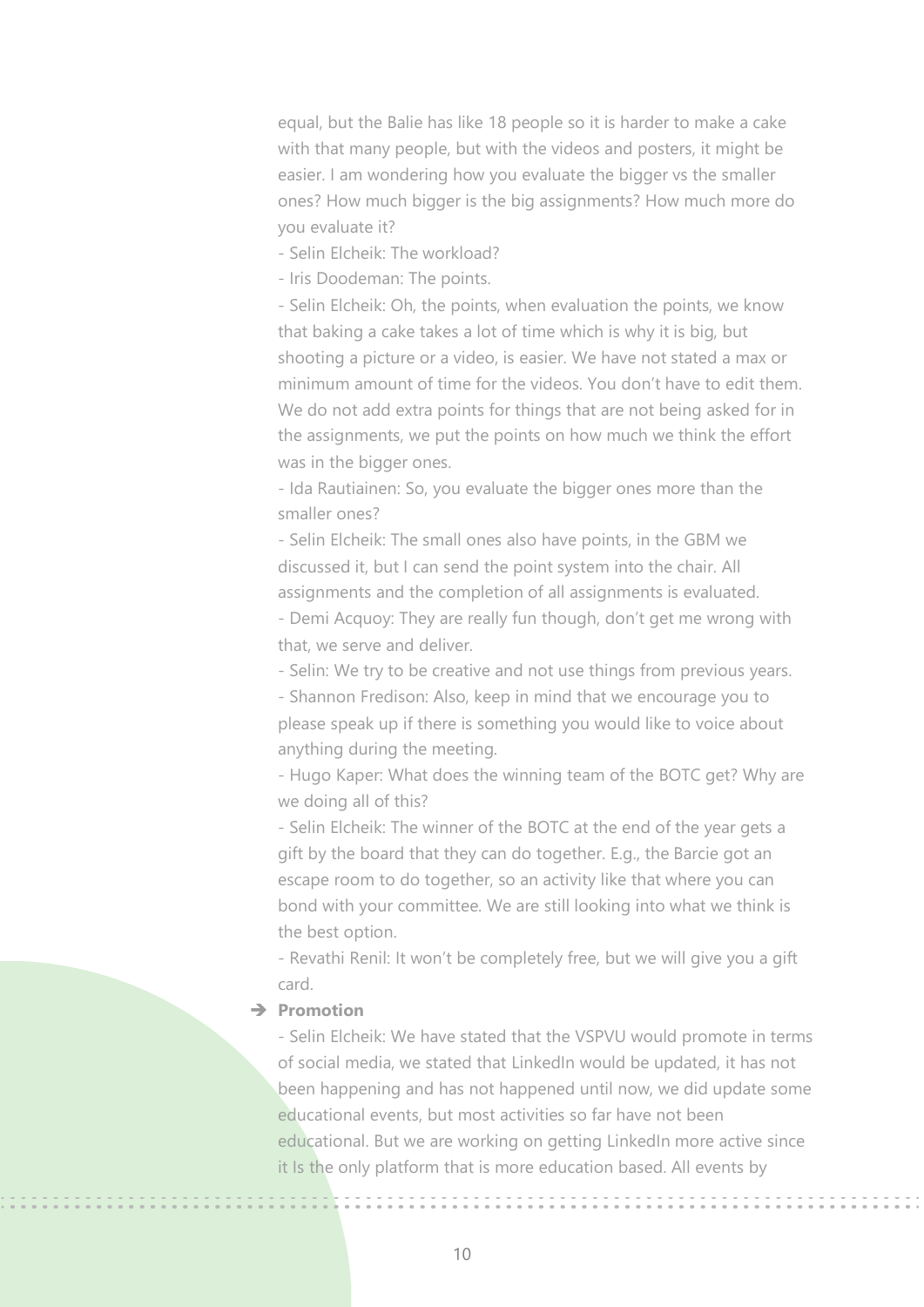equal, but the Balie has like 18 people so it is harder to make a cake with that many people, but with the videos and posters, it might be easier. I am wondering how you evaluate the bigger vs the smaller ones? How much bigger is the big assignments? How much more do you evaluate it?

- Selin Elcheik: The workload?
- Iris Doodeman: The points.
- Selin Elcheik: Oh, the points, when evaluation the points, we know that baking a cake takes a lot of time which is why it is big, but shooting a picture or a video, is easier. We have not stated a max or minimum amount of time for the videos. You don't have to edit them. We do not add extra points for things that are not being asked for in the assignments, we put the points on how much we think the effort was in the bigger ones.
- Ida Rautiainen: So, you evaluate the bigger ones more than the smaller ones?
- Selin Elcheik: The small ones also have points, in the GBM we discussed it, but I can send the point system into the chair. All assignments and the completion of all assignments is evaluated.
- Demi Acquoy: They are really fun though, don't get me wrong with that, we serve and deliver.
- Selin: We try to be creative and not use things from previous years.
- Shannon Fredison: Also, keep in mind that we encourage you to please speak up if there is something you would like to voice about anything during the meeting.
- Hugo Kaper: What does the winning team of the BOTC get? Why are we doing all of this?
- Selin Elcheik: The winner of the BOTC at the end of the year gets a gift by the board that they can do together. E.g., the Barcie got an escape room to do together, so an activity like that where you can bond with your committee. We are still looking into what we think is the best option.
- Revathi Renil: It won't be completely free, but we will give you a gift card.

➔ **Promotion**

- Selin Elcheik: We have stated that the VSPVU would promote in terms of social media, we stated that LinkedIn would be updated, it has not been happening and has not happened until now, we did update some educational events, but most activities so far have not been educational. But we are working on getting LinkedIn more active since it Is the only platform that is more education based. All events by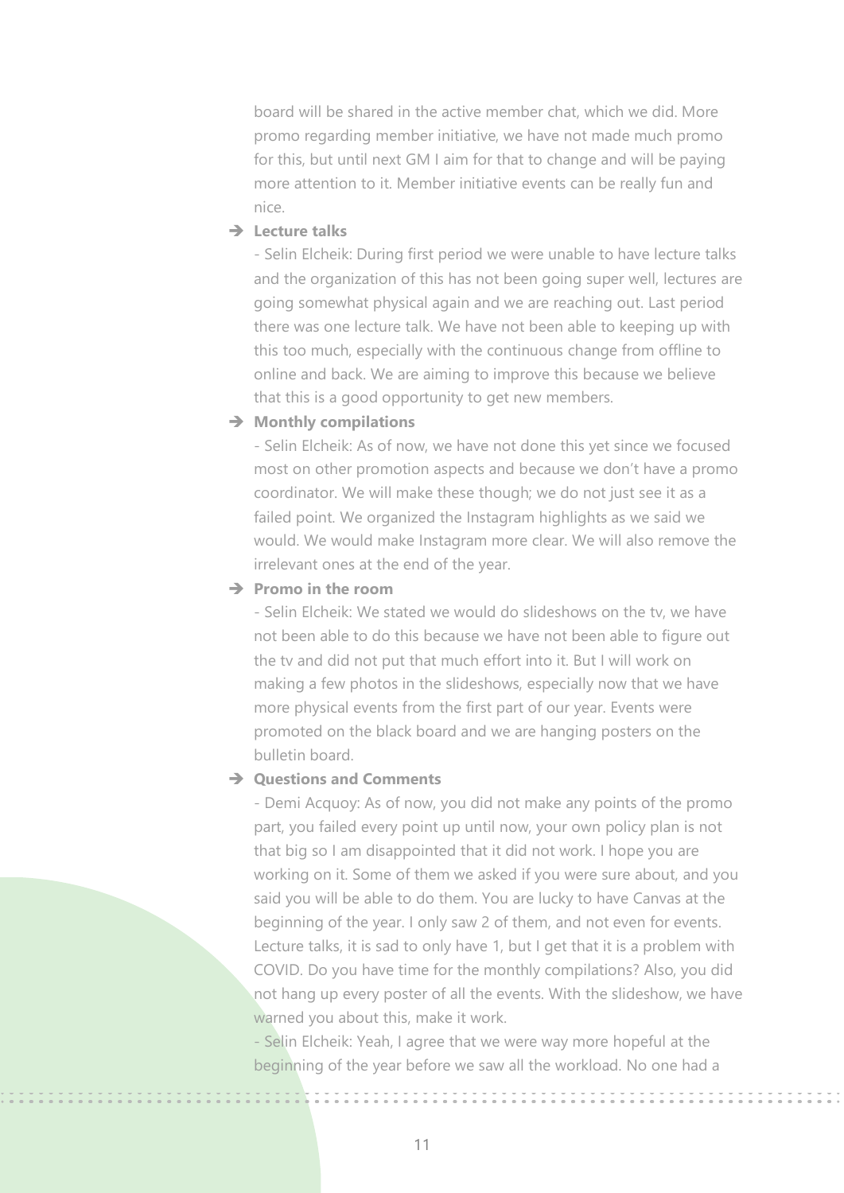board will be shared in the active member chat, which we did. More promo regarding member initiative, we have not made much promo for this, but until next GM I aim for that to change and will be paying more attention to it. Member initiative events can be really fun and nice.

➔ **Lecture talks**

- Selin Elcheik: During first period we were unable to have lecture talks and the organization of this has not been going super well, lectures are going somewhat physical again and we are reaching out. Last period there was one lecture talk. We have not been able to keeping up with this too much, especially with the continuous change from offline to online and back. We are aiming to improve this because we believe that this is a good opportunity to get new members.

➔ **Monthly compilations**

- Selin Elcheik: As of now, we have not done this yet since we focused most on other promotion aspects and because we don't have a promo coordinator. We will make these though; we do not just see it as a failed point. We organized the Instagram highlights as we said we would. We would make Instagram more clear. We will also remove the irrelevant ones at the end of the year.

➔ **Promo in the room**

- Selin Elcheik: We stated we would do slideshows on the tv, we have not been able to do this because we have not been able to figure out the tv and did not put that much effort into it. But I will work on making a few photos in the slideshows, especially now that we have more physical events from the first part of our year. Events were promoted on the black board and we are hanging posters on the bulletin board.

➔ **Questions and Comments**

- Demi Acquoy: As of now, you did not make any points of the promo part, you failed every point up until now, your own policy plan is not that big so I am disappointed that it did not work. I hope you are working on it. Some of them we asked if you were sure about, and you said you will be able to do them. You are lucky to have Canvas at the beginning of the year. I only saw 2 of them, and not even for events. Lecture talks, it is sad to only have 1, but I get that it is a problem with COVID. Do you have time for the monthly compilations? Also, you did not hang up every poster of all the events. With the slideshow, we have warned you about this, make it work.

- Selin Elcheik: Yeah, I agree that we were way more hopeful at the beginning of the year before we saw all the workload. No one had a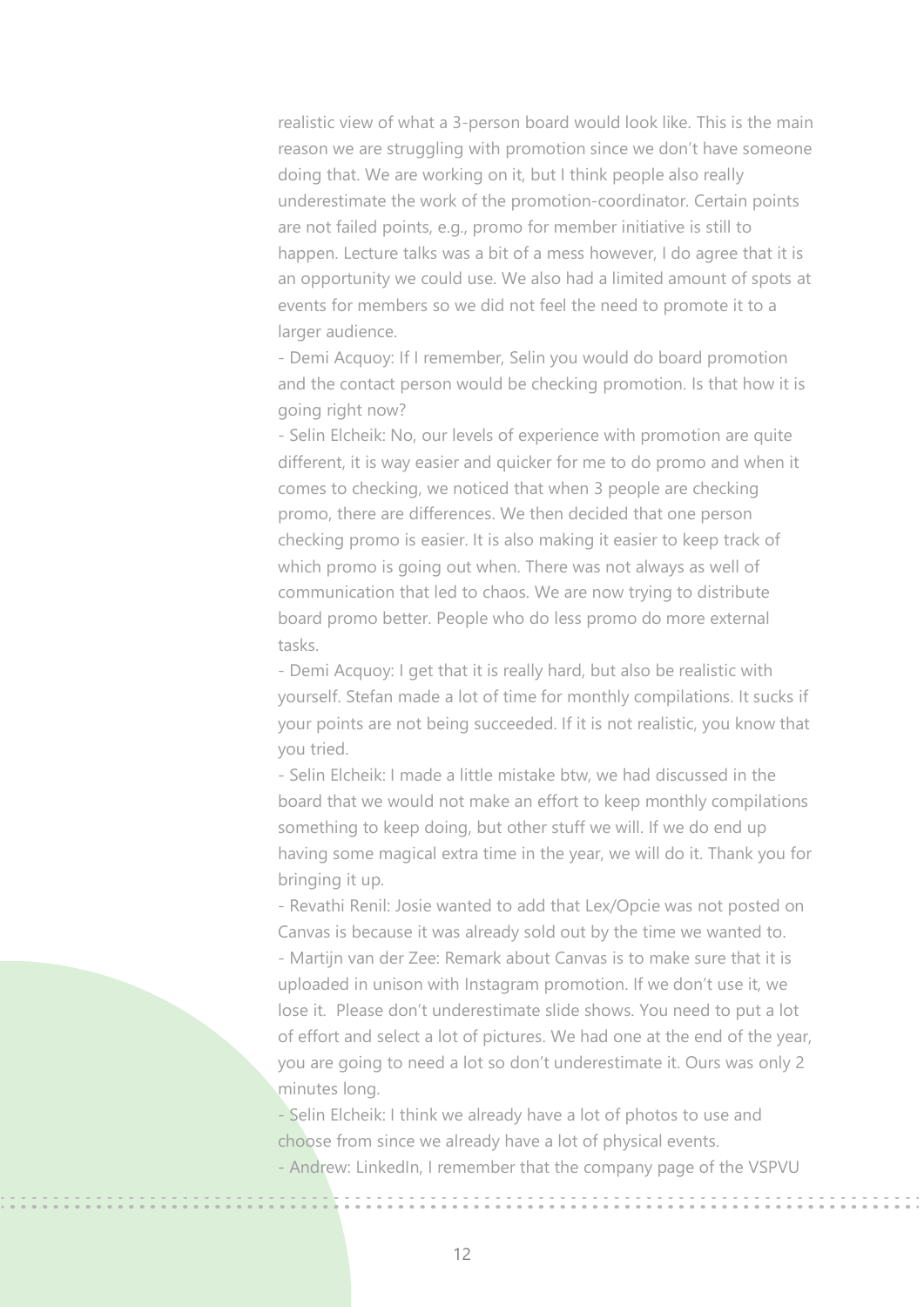realistic view of what a 3-person board would look like. This is the main reason we are struggling with promotion since we don't have someone doing that. We are working on it, but I think people also really underestimate the work of the promotion-coordinator. Certain points are not failed points, e.g., promo for member initiative is still to happen. Lecture talks was a bit of a mess however, I do agree that it is an opportunity we could use. We also had a limited amount of spots at events for members so we did not feel the need to promote it to a larger audience.

- Demi Acquoy: If I remember, Selin you would do board promotion and the contact person would be checking promotion. Is that how it is going right now?
- Selin Elcheik: No, our levels of experience with promotion are quite different, it is way easier and quicker for me to do promo and when it comes to checking, we noticed that when 3 people are checking promo, there are differences. We then decided that one person checking promo is easier. It is also making it easier to keep track of which promo is going out when. There was not always as well of communication that led to chaos. We are now trying to distribute board promo better. People who do less promo do more external tasks.
- Demi Acquoy: I get that it is really hard, but also be realistic with yourself. Stefan made a lot of time for monthly compilations. It sucks if your points are not being succeeded. If it is not realistic, you know that you tried.
- Selin Elcheik: I made a little mistake btw, we had discussed in the board that we would not make an effort to keep monthly compilations something to keep doing, but other stuff we will. If we do end up having some magical extra time in the year, we will do it. Thank you for bringing it up.
- Revathi Renil: Josie wanted to add that Lex/Opcie was not posted on Canvas is because it was already sold out by the time we wanted to.
- Martijn van der Zee: Remark about Canvas is to make sure that it is uploaded in unison with Instagram promotion. If we don't use it, we lose it. Please don't underestimate slide shows. You need to put a lot of effort and select a lot of pictures. We had one at the end of the year, you are going to need a lot so don't underestimate it. Ours was only 2 minutes long.
- Selin Elcheik: I think we already have a lot of photos to use and choose from since we already have a lot of physical events.
- Andrew: LinkedIn, I remember that the company page of the VSPVU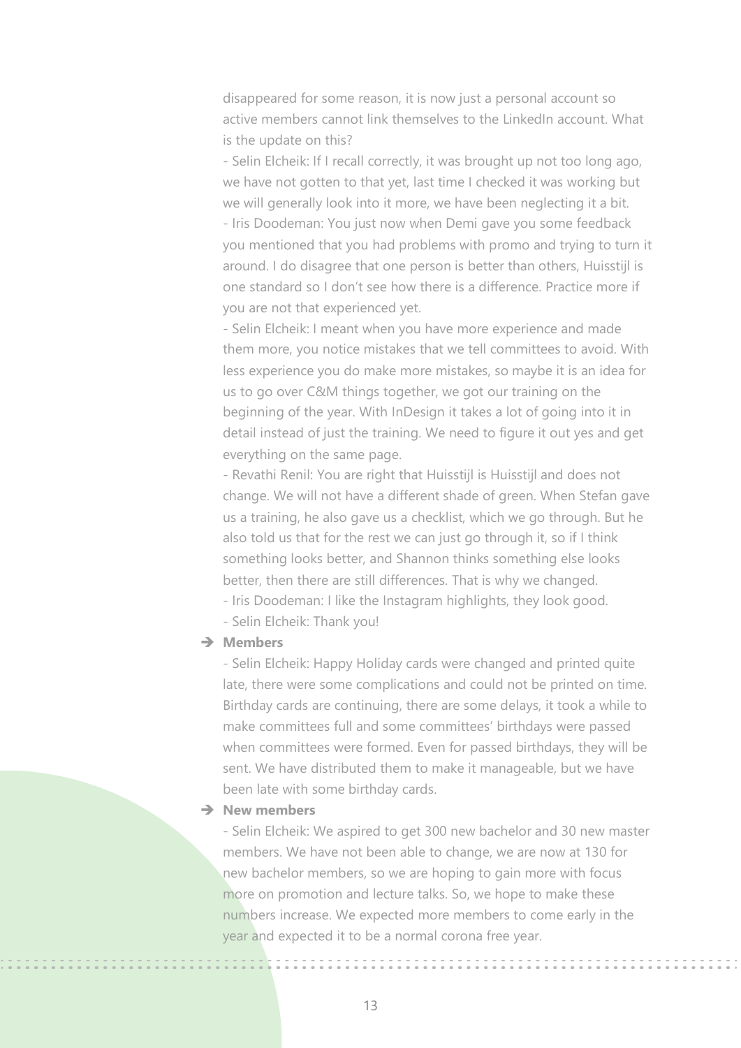disappeared for some reason, it is now just a personal account so active members cannot link themselves to the LinkedIn account. What is the update on this?

- Selin Elcheik: If I recall correctly, it was brought up not too long ago, we have not gotten to that yet, last time I checked it was working but we will generally look into it more, we have been neglecting it a bit.
- Iris Doodeman: You just now when Demi gave you some feedback you mentioned that you had problems with promo and trying to turn it around. I do disagree that one person is better than others, Huisstijl is one standard so I don't see how there is a difference. Practice more if you are not that experienced yet.
- Selin Elcheik: I meant when you have more experience and made them more, you notice mistakes that we tell committees to avoid. With less experience you do make more mistakes, so maybe it is an idea for us to go over C&M things together, we got our training on the beginning of the year. With InDesign it takes a lot of going into it in detail instead of just the training. We need to figure it out yes and get everything on the same page.
- Revathi Renil: You are right that Huisstijl is Huisstijl and does not change. We will not have a different shade of green. When Stefan gave us a training, he also gave us a checklist, which we go through. But he also told us that for the rest we can just go through it, so if I think something looks better, and Shannon thinks something else looks better, then there are still differences. That is why we changed.
- Iris Doodeman: I like the Instagram highlights, they look good.
- Selin Elcheik: Thank you!

➔ **Members**

- Selin Elcheik: Happy Holiday cards were changed and printed quite late, there were some complications and could not be printed on time. Birthday cards are continuing, there are some delays, it took a while to make committees full and some committees' birthdays were passed when committees were formed. Even for passed birthdays, they will be sent. We have distributed them to make it manageable, but we have been late with some birthday cards.

➔ **New members**

- Selin Elcheik: We aspired to get 300 new bachelor and 30 new master members. We have not been able to change, we are now at 130 for new bachelor members, so we are hoping to gain more with focus more on promotion and lecture talks. So, we hope to make these numbers increase. We expected more members to come early in the year and expected it to be a normal corona free year.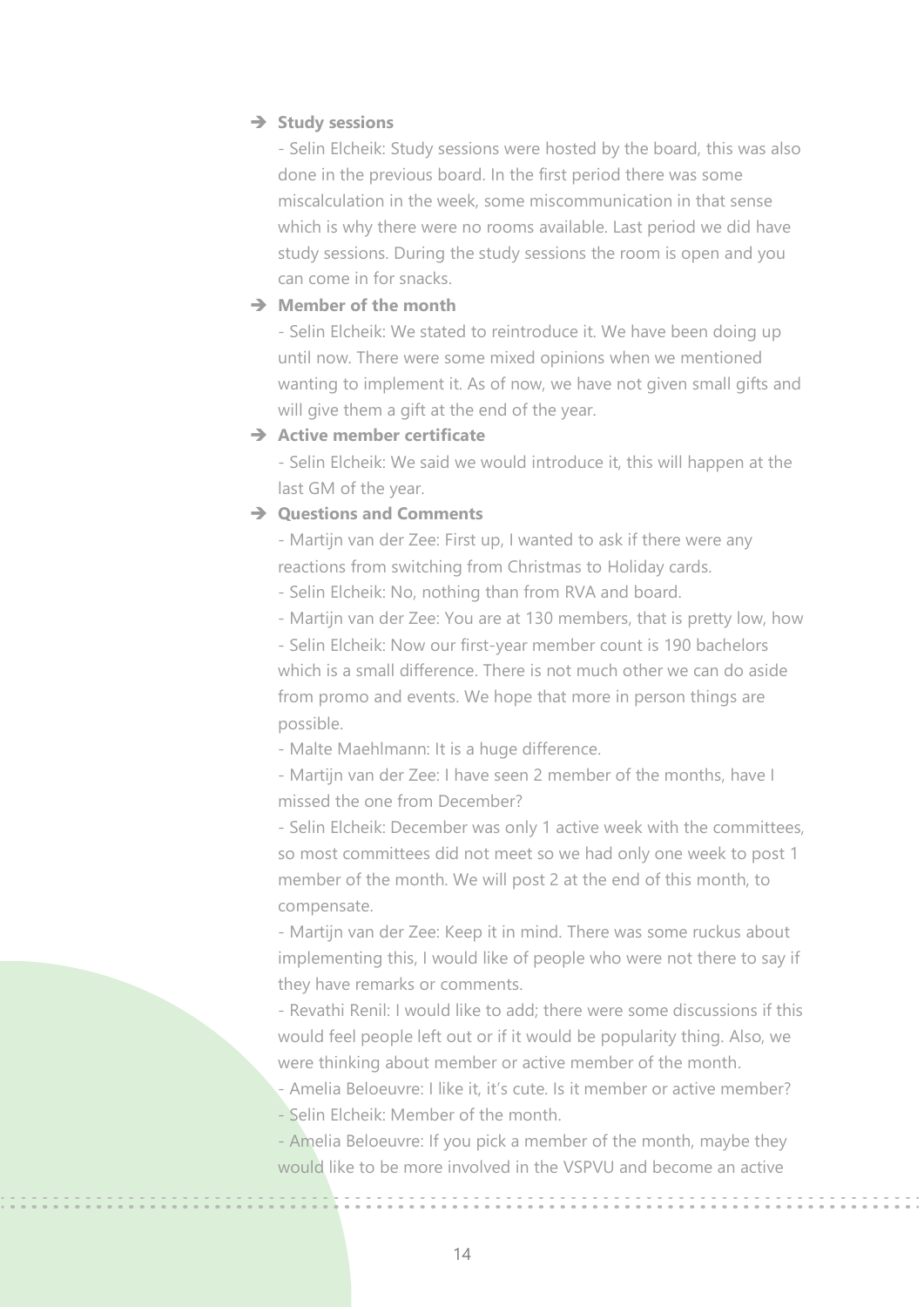- ➔ **Study sessions**

  - Selin Elcheik: Study sessions were hosted by the board, this was also done in the previous board. In the first period there was some miscalculation in the week, some miscommunication in that sense which is why there were no rooms available. Last period we did have study sessions. During the study sessions the room is open and you can come in for snacks.

- ➔ **Member of the month**

  - Selin Elcheik: We stated to reintroduce it. We have been doing up until now. There were some mixed opinions when we mentioned wanting to implement it. As of now, we have not given small gifts and will give them a gift at the end of the year.

- ➔ **Active member certificate**

  - Selin Elcheik: We said we would introduce it, this will happen at the last GM of the year.

- ➔ **Questions and Comments**

  - Martijn van der Zee: First up, I wanted to ask if there were any reactions from switching from Christmas to Holiday cards.

  - Selin Elcheik: No, nothing than from RVA and board.

  - Martijn van der Zee: You are at 130 members, that is pretty low, how

  - Selin Elcheik: Now our first-year member count is 190 bachelors which is a small difference. There is not much other we can do aside from promo and events. We hope that more in person things are possible.

  - Malte Maehlmann: It is a huge difference.

  - Martijn van der Zee: I have seen 2 member of the months, have I missed the one from December?

  - Selin Elcheik: December was only 1 active week with the committees, so most committees did not meet so we had only one week to post 1 member of the month. We will post 2 at the end of this month, to compensate.

  - Martijn van der Zee: Keep it in mind. There was some ruckus about implementing this, I would like of people who were not there to say if they have remarks or comments.

  - Revathi Renil: I would like to add; there were some discussions if this would feel people left out or if it would be popularity thing. Also, we were thinking about member or active member of the month.

  - Amelia Beloeuvre: I like it, it's cute. Is it member or active member?

  - Selin Elcheik: Member of the month.

  - Amelia Beloeuvre: If you pick a member of the month, maybe they would like to be more involved in the VSPVU and become an active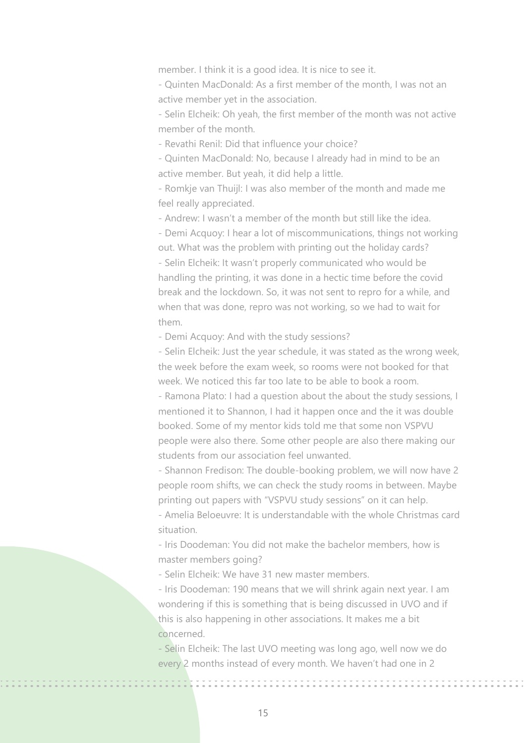member. I think it is a good idea. It is nice to see it.

- Quinten MacDonald: As a first member of the month, I was not an active member yet in the association.
- Selin Elcheik: Oh yeah, the first member of the month was not active member of the month.
- Revathi Renil: Did that influence your choice?
- Quinten MacDonald: No, because I already had in mind to be an active member. But yeah, it did help a little.
- Romkje van Thuijl: I was also member of the month and made me feel really appreciated.
- Andrew: I wasn't a member of the month but still like the idea.
- Demi Acquoy: I hear a lot of miscommunications, things not working out. What was the problem with printing out the holiday cards?
- Selin Elcheik: It wasn't properly communicated who would be handling the printing, it was done in a hectic time before the covid break and the lockdown. So, it was not sent to repro for a while, and when that was done, repro was not working, so we had to wait for them.
- Demi Acquoy: And with the study sessions?
- Selin Elcheik: Just the year schedule, it was stated as the wrong week, the week before the exam week, so rooms were not booked for that week. We noticed this far too late to be able to book a room.
- Ramona Plato: I had a question about the about the study sessions, I mentioned it to Shannon, I had it happen once and the it was double booked. Some of my mentor kids told me that some non VSPVU people were also there. Some other people are also there making our students from our association feel unwanted.
- Shannon Fredison: The double-booking problem, we will now have 2 people room shifts, we can check the study rooms in between. Maybe printing out papers with "VSPVU study sessions" on it can help.
- Amelia Beloeuvre: It is understandable with the whole Christmas card situation.
- Iris Doodeman: You did not make the bachelor members, how is master members going?
- Selin Elcheik: We have 31 new master members.
- Iris Doodeman: 190 means that we will shrink again next year. I am wondering if this is something that is being discussed in UVO and if this is also happening in other associations. It makes me a bit concerned.
- Selin Elcheik: The last UVO meeting was long ago, well now we do every 2 months instead of every month. We haven't had one in 2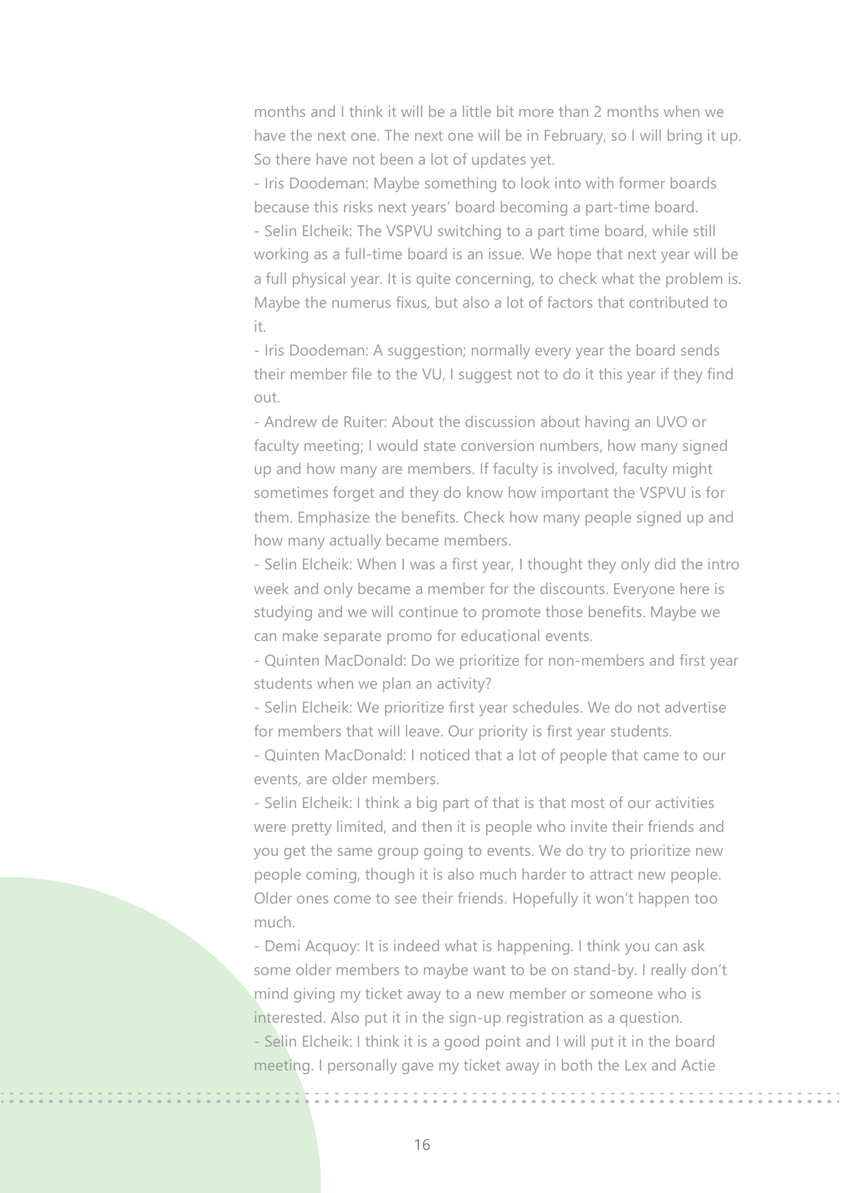months and I think it will be a little bit more than 2 months when we have the next one. The next one will be in February, so I will bring it up. So there have not been a lot of updates yet.

- Iris Doodeman: Maybe something to look into with former boards because this risks next years' board becoming a part-time board.
- Selin Elcheik: The VSPVU switching to a part time board, while still working as a full-time board is an issue. We hope that next year will be a full physical year. It is quite concerning, to check what the problem is. Maybe the numerus fixus, but also a lot of factors that contributed to it.
- Iris Doodeman: A suggestion; normally every year the board sends their member file to the VU, I suggest not to do it this year if they find out.
- Andrew de Ruiter: About the discussion about having an UVO or faculty meeting; I would state conversion numbers, how many signed up and how many are members. If faculty is involved, faculty might sometimes forget and they do know how important the VSPVU is for them. Emphasize the benefits. Check how many people signed up and how many actually became members.
- Selin Elcheik: When I was a first year, I thought they only did the intro week and only became a member for the discounts. Everyone here is studying and we will continue to promote those benefits. Maybe we can make separate promo for educational events.
- Quinten MacDonald: Do we prioritize for non-members and first year students when we plan an activity?
- Selin Elcheik: We prioritize first year schedules. We do not advertise for members that will leave. Our priority is first year students.
- Quinten MacDonald: I noticed that a lot of people that came to our events, are older members.
- Selin Elcheik: I think a big part of that is that most of our activities were pretty limited, and then it is people who invite their friends and you get the same group going to events. We do try to prioritize new people coming, though it is also much harder to attract new people. Older ones come to see their friends. Hopefully it won't happen too much.
- Demi Acquoy: It is indeed what is happening. I think you can ask some older members to maybe want to be on stand-by. I really don't mind giving my ticket away to a new member or someone who is interested. Also put it in the sign-up registration as a question.
- Selin Elcheik: I think it is a good point and I will put it in the board meeting. I personally gave my ticket away in both the Lex and Actie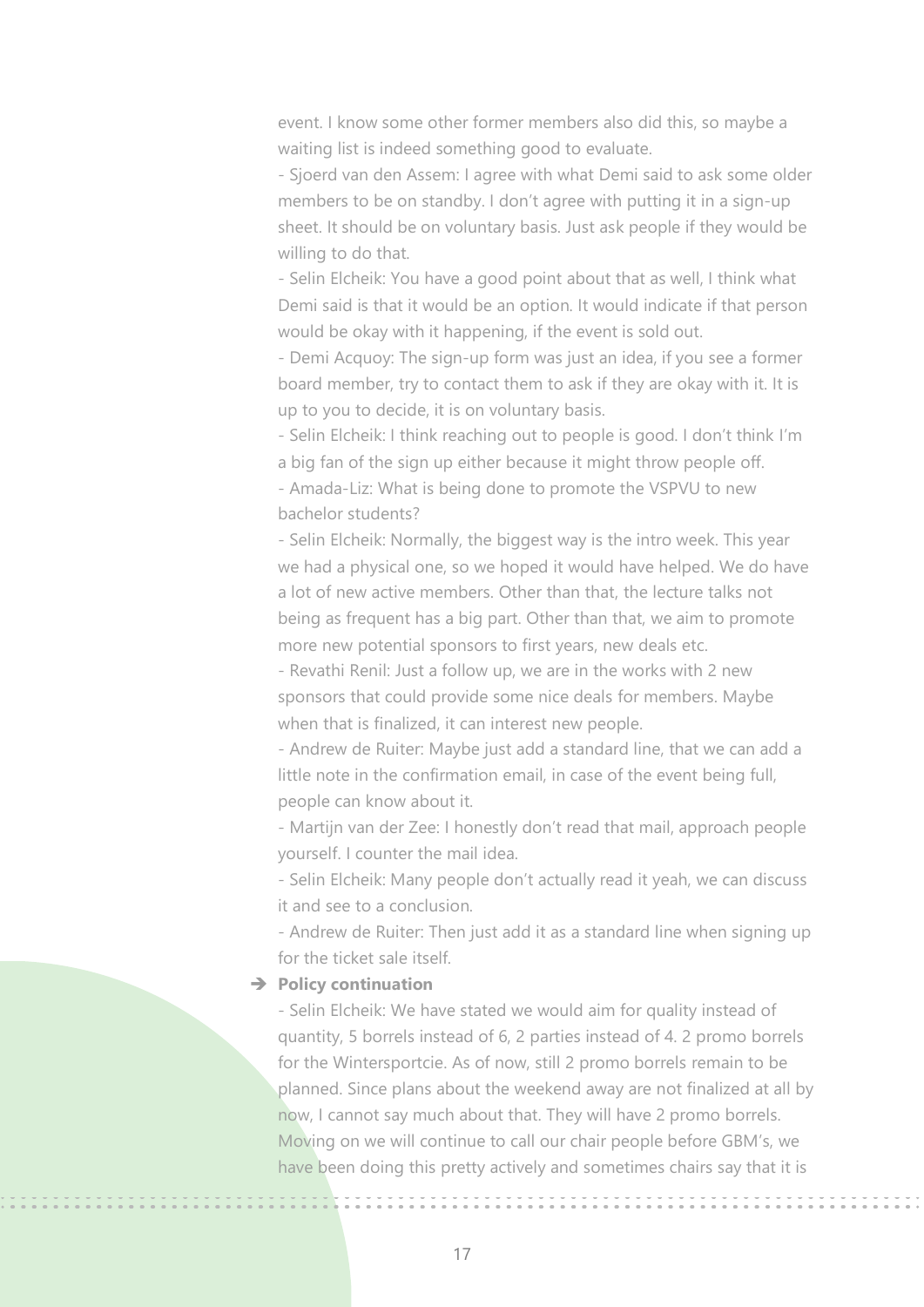event. I know some other former members also did this, so maybe a waiting list is indeed something good to evaluate.

- Sjoerd van den Assem: I agree with what Demi said to ask some older members to be on standby. I don't agree with putting it in a sign-up sheet. It should be on voluntary basis. Just ask people if they would be willing to do that.
- Selin Elcheik: You have a good point about that as well, I think what Demi said is that it would be an option. It would indicate if that person would be okay with it happening, if the event is sold out.
- Demi Acquoy: The sign-up form was just an idea, if you see a former board member, try to contact them to ask if they are okay with it. It is up to you to decide, it is on voluntary basis.
- Selin Elcheik: I think reaching out to people is good. I don't think I'm a big fan of the sign up either because it might throw people off.
- Amada-Liz: What is being done to promote the VSPVU to new bachelor students?
- Selin Elcheik: Normally, the biggest way is the intro week. This year we had a physical one, so we hoped it would have helped. We do have a lot of new active members. Other than that, the lecture talks not being as frequent has a big part. Other than that, we aim to promote more new potential sponsors to first years, new deals etc.
- Revathi Renil: Just a follow up, we are in the works with 2 new sponsors that could provide some nice deals for members. Maybe when that is finalized, it can interest new people.
- Andrew de Ruiter: Maybe just add a standard line, that we can add a little note in the confirmation email, in case of the event being full, people can know about it.
- Martijn van der Zee: I honestly don't read that mail, approach people yourself. I counter the mail idea.
- Selin Elcheik: Many people don't actually read it yeah, we can discuss it and see to a conclusion.
- Andrew de Ruiter: Then just add it as a standard line when signing up for the ticket sale itself.

➔ **Policy continuation**

- Selin Elcheik: We have stated we would aim for quality instead of quantity, 5 borrels instead of 6, 2 parties instead of 4. 2 promo borrels for the Wintersportcie. As of now, still 2 promo borrels remain to be planned. Since plans about the weekend away are not finalized at all by now, I cannot say much about that. They will have 2 promo borrels. Moving on we will continue to call our chair people before GBM's, we have been doing this pretty actively and sometimes chairs say that it is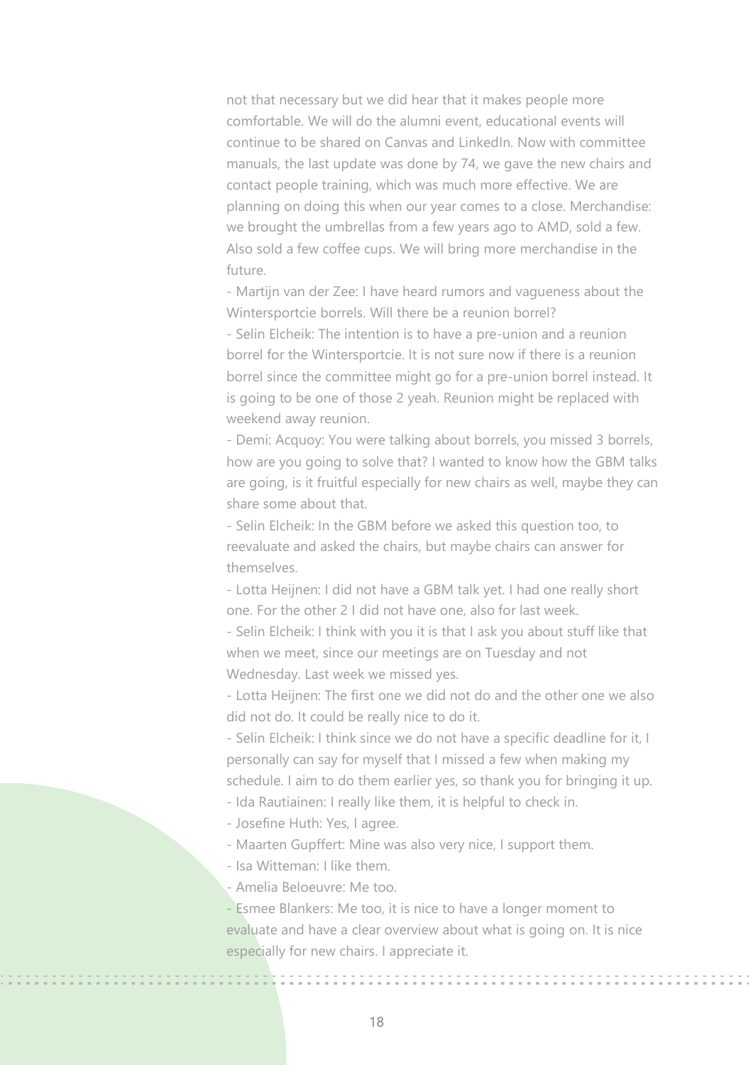not that necessary but we did hear that it makes people more comfortable. We will do the alumni event, educational events will continue to be shared on Canvas and LinkedIn. Now with committee manuals, the last update was done by 74, we gave the new chairs and contact people training, which was much more effective. We are planning on doing this when our year comes to a close. Merchandise: we brought the umbrellas from a few years ago to AMD, sold a few. Also sold a few coffee cups. We will bring more merchandise in the future.

- Martijn van der Zee: I have heard rumors and vagueness about the Wintersportcie borrels. Will there be a reunion borrel?
- Selin Elcheik: The intention is to have a pre-union and a reunion borrel for the Wintersportcie. It is not sure now if there is a reunion borrel since the committee might go for a pre-union borrel instead. It is going to be one of those 2 yeah. Reunion might be replaced with weekend away reunion.
- Demi: Acquoy: You were talking about borrels, you missed 3 borrels, how are you going to solve that? I wanted to know how the GBM talks are going, is it fruitful especially for new chairs as well, maybe they can share some about that.
- Selin Elcheik: In the GBM before we asked this question too, to reevaluate and asked the chairs, but maybe chairs can answer for themselves.
- Lotta Heijnen: I did not have a GBM talk yet. I had one really short one. For the other 2 I did not have one, also for last week.
- Selin Elcheik: I think with you it is that I ask you about stuff like that when we meet, since our meetings are on Tuesday and not Wednesday. Last week we missed yes.
- Lotta Heijnen: The first one we did not do and the other one we also did not do. It could be really nice to do it.
- Selin Elcheik: I think since we do not have a specific deadline for it, I personally can say for myself that I missed a few when making my schedule. I aim to do them earlier yes, so thank you for bringing it up.
- Ida Rautiainen: I really like them, it is helpful to check in.
- Josefine Huth: Yes, I agree.
- Maarten Gupffert: Mine was also very nice, I support them.
- Isa Witteman: I like them.
- Amelia Beloeuvre: Me too.
- Esmee Blankers: Me too, it is nice to have a longer moment to evaluate and have a clear overview about what is going on. It is nice especially for new chairs. I appreciate it.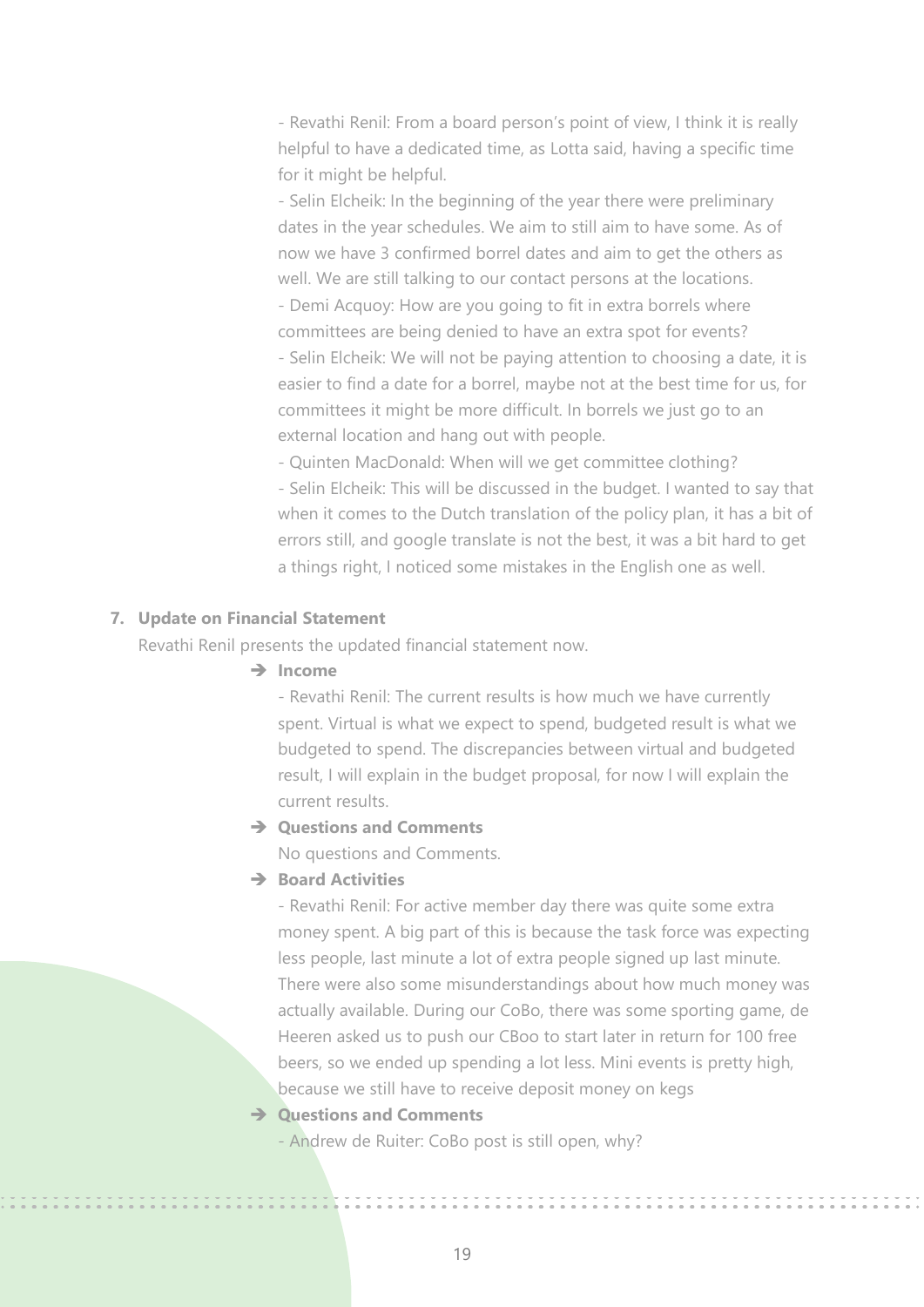- Revathi Renil: From a board person's point of view, I think it is really helpful to have a dedicated time, as Lotta said, having a specific time for it might be helpful.

- Selin Elcheik: In the beginning of the year there were preliminary dates in the year schedules. We aim to still aim to have some. As of now we have 3 confirmed borrel dates and aim to get the others as well. We are still talking to our contact persons at the locations.

- Demi Acquoy: How are you going to fit in extra borrels where committees are being denied to have an extra spot for events?

- Selin Elcheik: We will not be paying attention to choosing a date, it is easier to find a date for a borrel, maybe not at the best time for us, for committees it might be more difficult. In borrels we just go to an external location and hang out with people.

- Quinten MacDonald: When will we get committee clothing?

- Selin Elcheik: This will be discussed in the budget. I wanted to say that when it comes to the Dutch translation of the policy plan, it has a bit of errors still, and google translate is not the best, it was a bit hard to get a things right, I noticed some mistakes in the English one as well.

**7. Update on Financial Statement**

Revathi Renil presents the updated financial statement now.

➔ **Income**

- Revathi Renil: The current results is how much we have currently spent. Virtual is what we expect to spend, budgeted result is what we budgeted to spend. The discrepancies between virtual and budgeted result, I will explain in the budget proposal, for now I will explain the current results.

➔ **Questions and Comments**

No questions and Comments.

➔ **Board Activities**

- Revathi Renil: For active member day there was quite some extra money spent. A big part of this is because the task force was expecting less people, last minute a lot of extra people signed up last minute. There were also some misunderstandings about how much money was actually available. During our CoBo, there was some sporting game, de Heeren asked us to push our CBoo to start later in return for 100 free beers, so we ended up spending a lot less. Mini events is pretty high, because we still have to receive deposit money on kegs

➔ **Questions and Comments**

- Andrew de Ruiter: CoBo post is still open, why?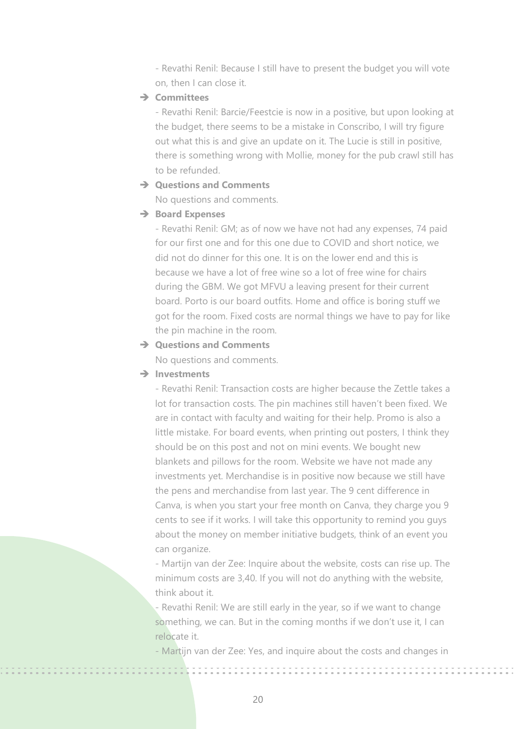- Revathi Renil: Because I still have to present the budget you will vote on, then I can close it.

➔ **Committees**

- Revathi Renil: Barcie/Feestcie is now in a positive, but upon looking at the budget, there seems to be a mistake in Conscribo, I will try figure out what this is and give an update on it. The Lucie is still in positive, there is something wrong with Mollie, money for the pub crawl still has to be refunded.

➔ **Questions and Comments**

No questions and comments.

➔ **Board Expenses**

- Revathi Renil: GM; as of now we have not had any expenses, 74 paid for our first one and for this one due to COVID and short notice, we did not do dinner for this one. It is on the lower end and this is because we have a lot of free wine so a lot of free wine for chairs during the GBM. We got MFVU a leaving present for their current board. Porto is our board outfits. Home and office is boring stuff we got for the room. Fixed costs are normal things we have to pay for like the pin machine in the room.

➔ **Questions and Comments**

No questions and comments.

➔ **Investments**

- Revathi Renil: Transaction costs are higher because the Zettle takes a lot for transaction costs. The pin machines still haven't been fixed. We are in contact with faculty and waiting for their help. Promo is also a little mistake. For board events, when printing out posters, I think they should be on this post and not on mini events. We bought new blankets and pillows for the room. Website we have not made any investments yet. Merchandise is in positive now because we still have the pens and merchandise from last year. The 9 cent difference in Canva, is when you start your free month on Canva, they charge you 9 cents to see if it works. I will take this opportunity to remind you guys about the money on member initiative budgets, think of an event you can organize.

- Martijn van der Zee: Inquire about the website, costs can rise up. The minimum costs are 3,40. If you will not do anything with the website, think about it.

- Revathi Renil: We are still early in the year, so if we want to change something, we can. But in the coming months if we don't use it, I can relocate it.

- Martijn van der Zee: Yes, and inquire about the costs and changes in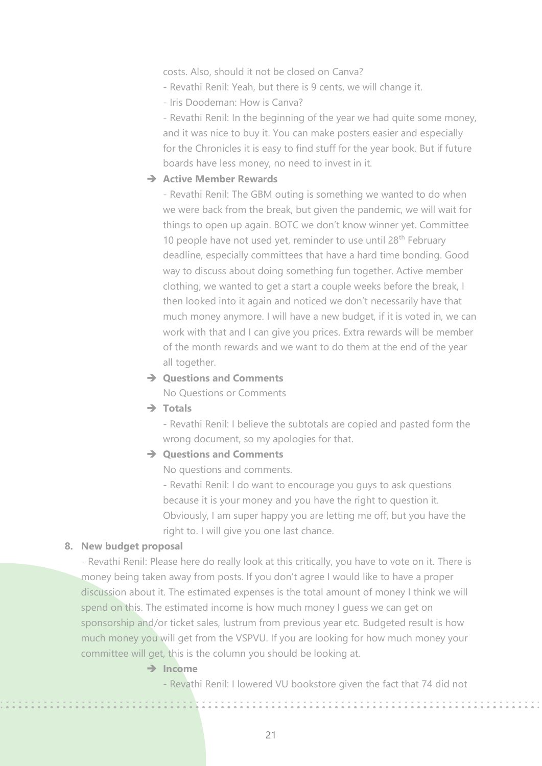costs. Also, should it not be closed on Canva?

- Revathi Renil: Yeah, but there is 9 cents, we will change it.
- Iris Doodeman: How is Canva?
- Revathi Renil: In the beginning of the year we had quite some money, and it was nice to buy it. You can make posters easier and especially for the Chronicles it is easy to find stuff for the year book. But if future boards have less money, no need to invest in it.

➔ **Active Member Rewards**

- Revathi Renil: The GBM outing is something we wanted to do when we were back from the break, but given the pandemic, we will wait for things to open up again. BOTC we don't know winner yet. Committee 10 people have not used yet, reminder to use until 28th February deadline, especially committees that have a hard time bonding. Good way to discuss about doing something fun together. Active member clothing, we wanted to get a start a couple weeks before the break, I then looked into it again and noticed we don't necessarily have that much money anymore. I will have a new budget, if it is voted in, we can work with that and I can give you prices. Extra rewards will be member of the month rewards and we want to do them at the end of the year all together.

➔ **Questions and Comments**

No Questions or Comments

➔ **Totals**

- Revathi Renil: I believe the subtotals are copied and pasted form the wrong document, so my apologies for that.

➔ **Questions and Comments**

No questions and comments.

- Revathi Renil: I do want to encourage you guys to ask questions because it is your money and you have the right to question it. Obviously, I am super happy you are letting me off, but you have the right to. I will give you one last chance.

**8. New budget proposal**

- Revathi Renil: Please here do really look at this critically, you have to vote on it. There is money being taken away from posts. If you don't agree I would like to have a proper discussion about it. The estimated expenses is the total amount of money I think we will spend on this. The estimated income is how much money I guess we can get on sponsorship and/or ticket sales, lustrum from previous year etc. Budgeted result is how much money you will get from the VSPVU. If you are looking for how much money your committee will get, this is the column you should be looking at.

➔ **Income**

- Revathi Renil: I lowered VU bookstore given the fact that 74 did not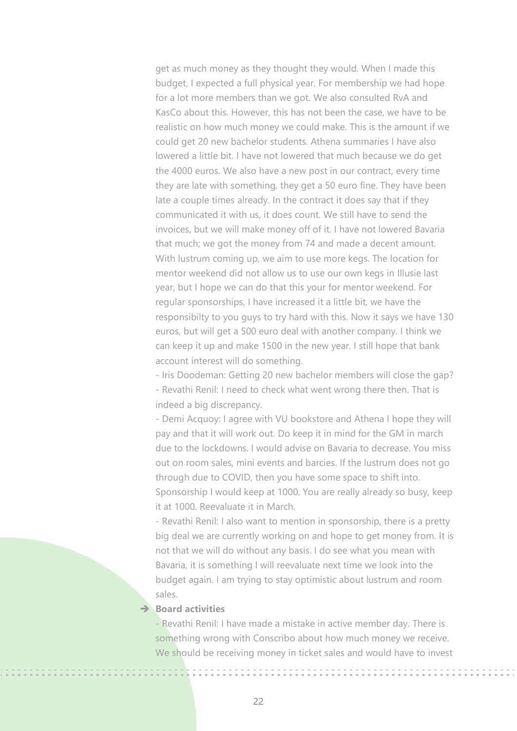get as much money as they thought they would. When I made this budget, I expected a full physical year. For membership we had hope for a lot more members than we got. We also consulted RvA and KasCo about this. However, this has not been the case, we have to be realistic on how much money we could make. This is the amount if we could get 20 new bachelor students. Athena summaries I have also lowered a little bit. I have not lowered that much because we do get the 4000 euros. We also have a new post in our contract, every time they are late with something, they get a 50 euro fine. They have been late a couple times already. In the contract it does say that if they communicated it with us, it does count. We still have to send the invoices, but we will make money off of it. I have not lowered Bavaria that much; we got the money from 74 and made a decent amount. With lustrum coming up, we aim to use more kegs. The location for mentor weekend did not allow us to use our own kegs in Illusie last year, but I hope we can do that this your for mentor weekend. For regular sponsorships, I have increased it a little bit, we have the responsibilty to you guys to try hard with this. Now it says we have 130 euros, but will get a 500 euro deal with another company. I think we can keep it up and make 1500 in the new year. I still hope that bank account interest will do something.

- Iris Doodeman: Getting 20 new bachelor members will close the gap?
- Revathi Renil: I need to check what went wrong there then. That is indeed a big discrepancy.
- Demi Acquoy: I agree with VU bookstore and Athena I hope they will pay and that it will work out. Do keep it in mind for the GM in march due to the lockdowns. I would advise on Bavaria to decrease. You miss out on room sales, mini events and barcies. If the lustrum does not go through due to COVID, then you have some space to shift into. Sponsorship I would keep at 1000. You are really already so busy, keep it at 1000. Reevaluate it in March.
- Revathi Renil: I also want to mention in sponsorship, there is a pretty big deal we are currently working on and hope to get money from. It is not that we will do without any basis. I do see what you mean with Bavaria, it is something I will reevaluate next time we look into the budget again. I am trying to stay optimistic about lustrum and room sales.

➔ **Board activities**

- Revathi Renil: I have made a mistake in active member day. There is something wrong with Conscribo about how much money we receive. We should be receiving money in ticket sales and would have to invest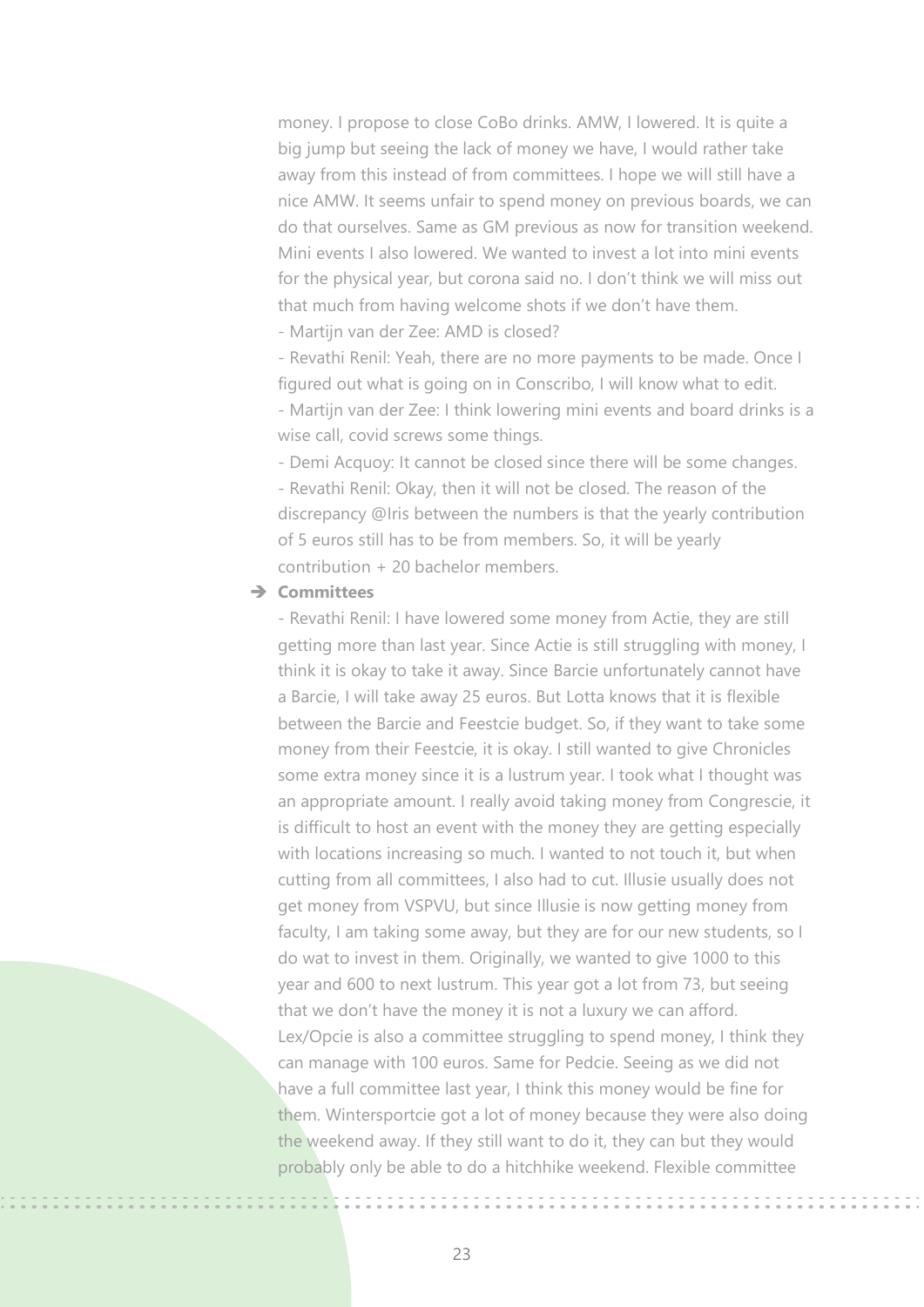money. I propose to close CoBo drinks. AMW, I lowered. It is quite a big jump but seeing the lack of money we have, I would rather take away from this instead of from committees. I hope we will still have a nice AMW. It seems unfair to spend money on previous boards, we can do that ourselves. Same as GM previous as now for transition weekend. Mini events I also lowered. We wanted to invest a lot into mini events for the physical year, but corona said no. I don't think we will miss out that much from having welcome shots if we don't have them.

- Martijn van der Zee: AMD is closed?
- Revathi Renil: Yeah, there are no more payments to be made. Once I figured out what is going on in Conscribo, I will know what to edit.
- Martijn van der Zee: I think lowering mini events and board drinks is a wise call, covid screws some things.
- Demi Acquoy: It cannot be closed since there will be some changes.
- Revathi Renil: Okay, then it will not be closed. The reason of the discrepancy @Iris between the numbers is that the yearly contribution of 5 euros still has to be from members. So, it will be yearly contribution + 20 bachelor members.

➔ **Committees**

- Revathi Renil: I have lowered some money from Actie, they are still getting more than last year. Since Actie is still struggling with money, I think it is okay to take it away. Since Barcie unfortunately cannot have a Barcie, I will take away 25 euros. But Lotta knows that it is flexible between the Barcie and Feestcie budget. So, if they want to take some money from their Feestcie, it is okay. I still wanted to give Chronicles some extra money since it is a lustrum year. I took what I thought was an appropriate amount. I really avoid taking money from Congrescie, it is difficult to host an event with the money they are getting especially with locations increasing so much. I wanted to not touch it, but when cutting from all committees, I also had to cut. Illusie usually does not get money from VSPVU, but since Illusie is now getting money from faculty, I am taking some away, but they are for our new students, so I do wat to invest in them. Originally, we wanted to give 1000 to this year and 600 to next lustrum. This year got a lot from 73, but seeing that we don't have the money it is not a luxury we can afford. Lex/Opcie is also a committee struggling to spend money, I think they can manage with 100 euros. Same for Pedcie. Seeing as we did not have a full committee last year, I think this money would be fine for them. Wintersportcie got a lot of money because they were also doing the weekend away. If they still want to do it, they can but they would probably only be able to do a hitchhike weekend. Flexible committee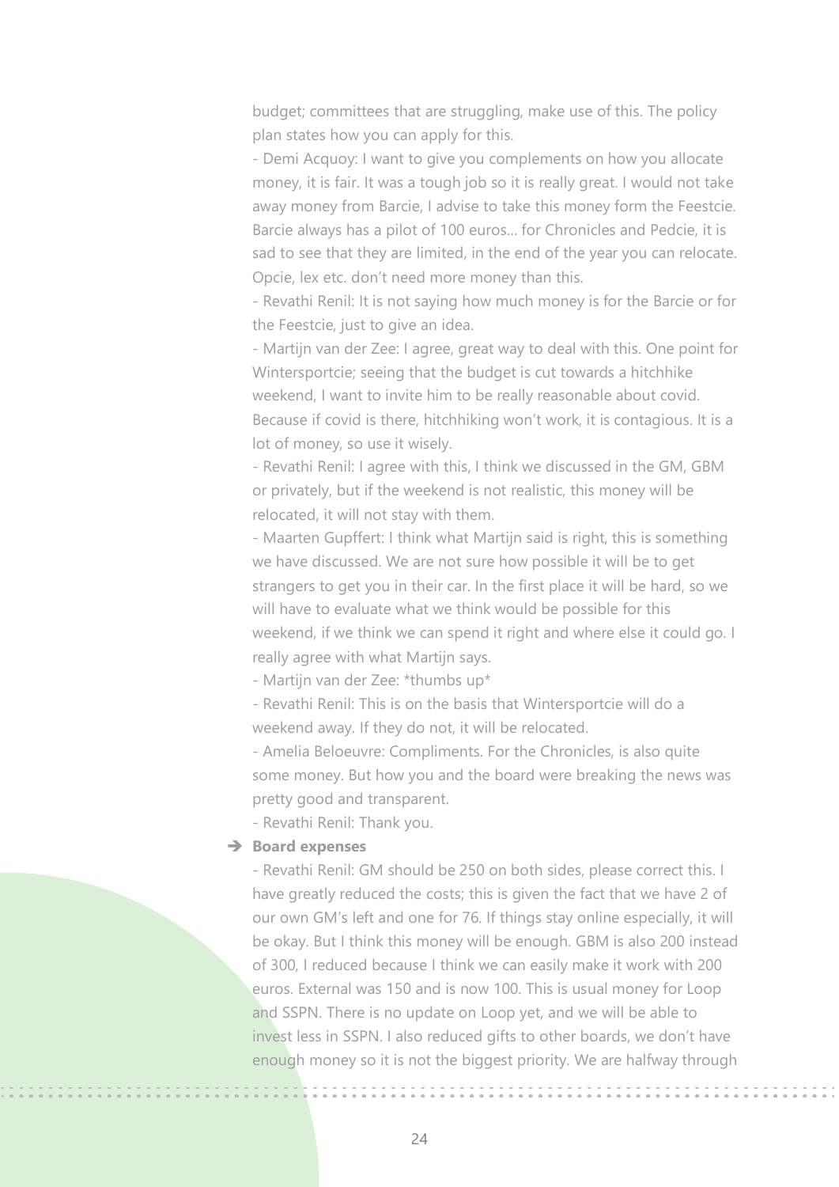budget; committees that are struggling, make use of this. The policy plan states how you can apply for this.

- Demi Acquoy: I want to give you complements on how you allocate money, it is fair. It was a tough job so it is really great. I would not take away money from Barcie, I advise to take this money form the Feestcie. Barcie always has a pilot of 100 euros... for Chronicles and Pedcie, it is sad to see that they are limited, in the end of the year you can relocate. Opcie, lex etc. don't need more money than this.
- Revathi Renil: It is not saying how much money is for the Barcie or for the Feestcie, just to give an idea.
- Martijn van der Zee: I agree, great way to deal with this. One point for Wintersportcie; seeing that the budget is cut towards a hitchhike weekend, I want to invite him to be really reasonable about covid. Because if covid is there, hitchhiking won't work, it is contagious. It is a lot of money, so use it wisely.
- Revathi Renil: I agree with this, I think we discussed in the GM, GBM or privately, but if the weekend is not realistic, this money will be relocated, it will not stay with them.
- Maarten Gupffert: I think what Martijn said is right, this is something we have discussed. We are not sure how possible it will be to get strangers to get you in their car. In the first place it will be hard, so we will have to evaluate what we think would be possible for this weekend, if we think we can spend it right and where else it could go. I really agree with what Martijn says.
- Martijn van der Zee: *thumbs up*
- Revathi Renil: This is on the basis that Wintersportcie will do a weekend away. If they do not, it will be relocated.
- Amelia Beloeuvre: Compliments. For the Chronicles, is also quite some money. But how you and the board were breaking the news was pretty good and transparent.
- Revathi Renil: Thank you.

➔ **Board expenses**

- Revathi Renil: GM should be 250 on both sides, please correct this. I have greatly reduced the costs; this is given the fact that we have 2 of our own GM's left and one for 76. If things stay online especially, it will be okay. But I think this money will be enough. GBM is also 200 instead of 300, I reduced because I think we can easily make it work with 200 euros. External was 150 and is now 100. This is usual money for Loop and SSPN. There is no update on Loop yet, and we will be able to invest less in SSPN. I also reduced gifts to other boards, we don't have enough money so it is not the biggest priority. We are halfway through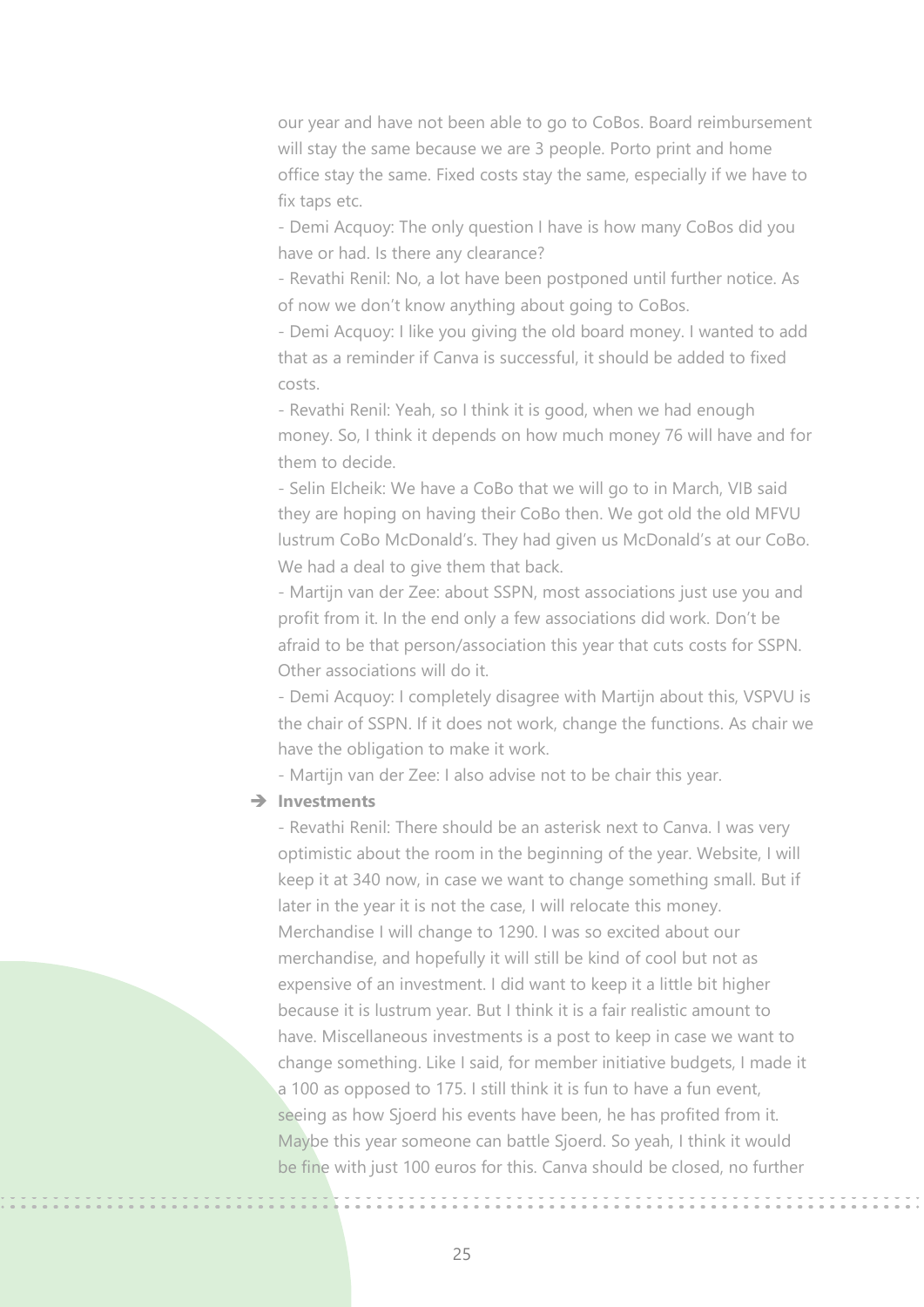our year and have not been able to go to CoBos. Board reimbursement will stay the same because we are 3 people. Porto print and home office stay the same. Fixed costs stay the same, especially if we have to fix taps etc.

- Demi Acquoy: The only question I have is how many CoBos did you have or had. Is there any clearance?
- Revathi Renil: No, a lot have been postponed until further notice. As of now we don't know anything about going to CoBos.
- Demi Acquoy: I like you giving the old board money. I wanted to add that as a reminder if Canva is successful, it should be added to fixed costs.
- Revathi Renil: Yeah, so I think it is good, when we had enough money. So, I think it depends on how much money 76 will have and for them to decide.
- Selin Elcheik: We have a CoBo that we will go to in March, VIB said they are hoping on having their CoBo then. We got old the old MFVU lustrum CoBo McDonald's. They had given us McDonald's at our CoBo. We had a deal to give them that back.
- Martijn van der Zee: about SSPN, most associations just use you and profit from it. In the end only a few associations did work. Don't be afraid to be that person/association this year that cuts costs for SSPN. Other associations will do it.
- Demi Acquoy: I completely disagree with Martijn about this, VSPVU is the chair of SSPN. If it does not work, change the functions. As chair we have the obligation to make it work.
- Martijn van der Zee: I also advise not to be chair this year.

➔ **Investments**

- Revathi Renil: There should be an asterisk next to Canva. I was very optimistic about the room in the beginning of the year. Website, I will keep it at 340 now, in case we want to change something small. But if later in the year it is not the case, I will relocate this money. Merchandise I will change to 1290. I was so excited about our merchandise, and hopefully it will still be kind of cool but not as expensive of an investment. I did want to keep it a little bit higher because it is lustrum year. But I think it is a fair realistic amount to have. Miscellaneous investments is a post to keep in case we want to change something. Like I said, for member initiative budgets, I made it a 100 as opposed to 175. I still think it is fun to have a fun event, seeing as how Sjoerd his events have been, he has profited from it. Maybe this year someone can battle Sjoerd. So yeah, I think it would be fine with just 100 euros for this. Canva should be closed, no further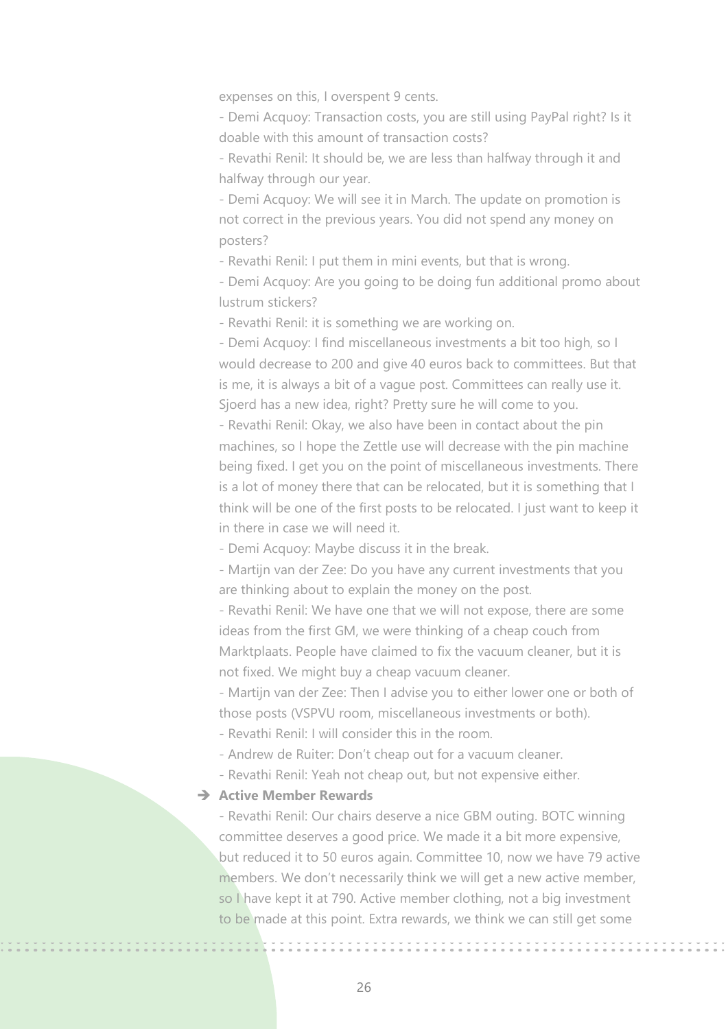expenses on this, I overspent 9 cents.

- Demi Acquoy: Transaction costs, you are still using PayPal right? Is it doable with this amount of transaction costs?
- Revathi Renil: It should be, we are less than halfway through it and halfway through our year.
- Demi Acquoy: We will see it in March. The update on promotion is not correct in the previous years. You did not spend any money on posters?
- Revathi Renil: I put them in mini events, but that is wrong.
- Demi Acquoy: Are you going to be doing fun additional promo about lustrum stickers?
- Revathi Renil: it is something we are working on.
- Demi Acquoy: I find miscellaneous investments a bit too high, so I would decrease to 200 and give 40 euros back to committees. But that is me, it is always a bit of a vague post. Committees can really use it. Sjoerd has a new idea, right? Pretty sure he will come to you.
- Revathi Renil: Okay, we also have been in contact about the pin machines, so I hope the Zettle use will decrease with the pin machine being fixed. I get you on the point of miscellaneous investments. There is a lot of money there that can be relocated, but it is something that I think will be one of the first posts to be relocated. I just want to keep it in there in case we will need it.
- Demi Acquoy: Maybe discuss it in the break.
- Martijn van der Zee: Do you have any current investments that you are thinking about to explain the money on the post.
- Revathi Renil: We have one that we will not expose, there are some ideas from the first GM, we were thinking of a cheap couch from Marktplaats. People have claimed to fix the vacuum cleaner, but it is not fixed. We might buy a cheap vacuum cleaner.
- Martijn van der Zee: Then I advise you to either lower one or both of those posts (VSPVU room, miscellaneous investments or both).
- Revathi Renil: I will consider this in the room.
- Andrew de Ruiter: Don't cheap out for a vacuum cleaner.
- Revathi Renil: Yeah not cheap out, but not expensive either.

➔ **Active Member Rewards**

- Revathi Renil: Our chairs deserve a nice GBM outing. BOTC winning committee deserves a good price. We made it a bit more expensive, but reduced it to 50 euros again. Committee 10, now we have 79 active members. We don't necessarily think we will get a new active member, so I have kept it at 790. Active member clothing, not a big investment to be made at this point. Extra rewards, we think we can still get some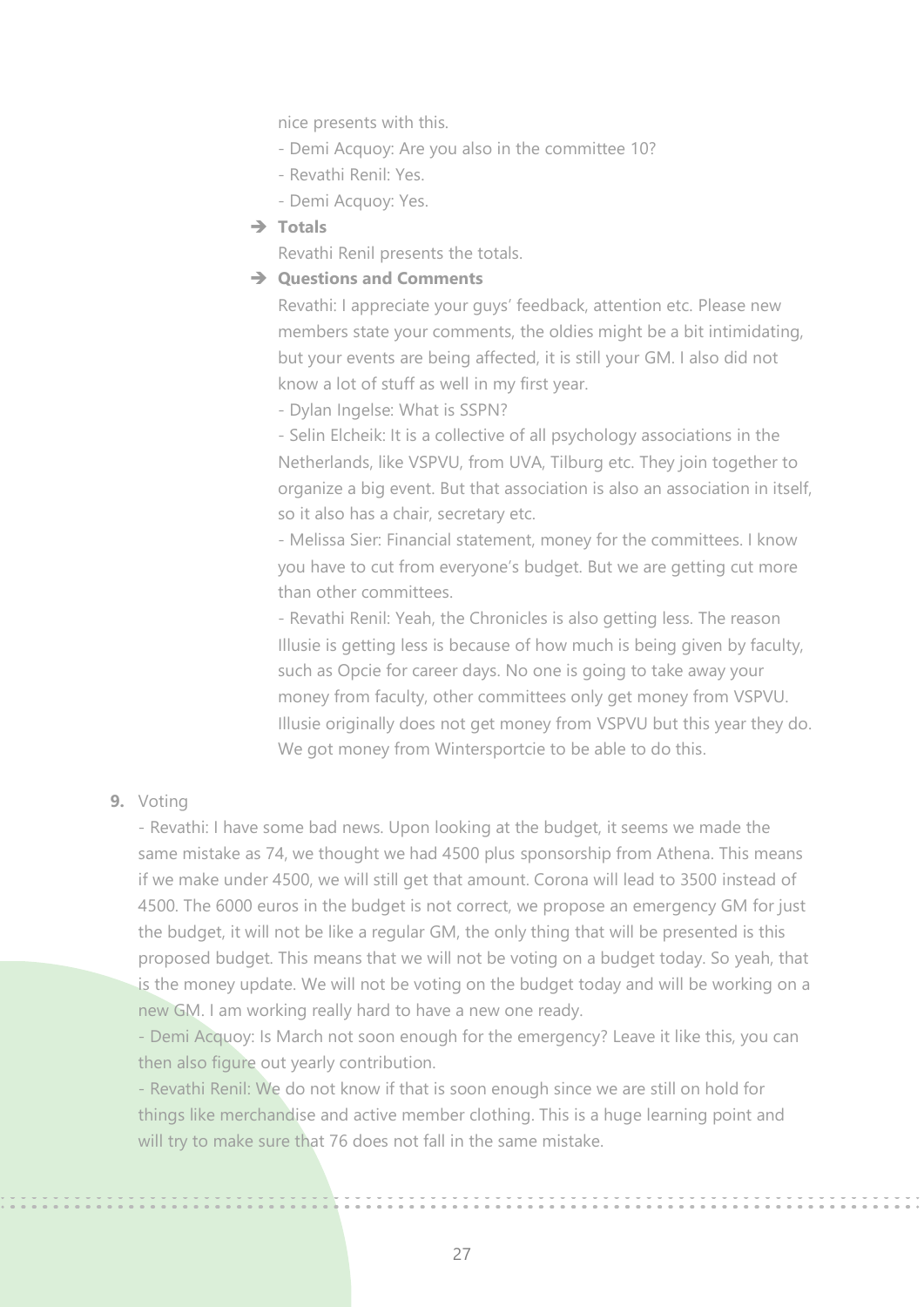nice presents with this.

- Demi Acquoy: Are you also in the committee 10?
- Revathi Renil: Yes.
- Demi Acquoy: Yes.

➔ **Totals**

Revathi Renil presents the totals.

➔ **Questions and Comments**

Revathi: I appreciate your guys' feedback, attention etc. Please new members state your comments, the oldies might be a bit intimidating, but your events are being affected, it is still your GM. I also did not know a lot of stuff as well in my first year.

- Dylan Ingelse: What is SSPN?
- Selin Elcheik: It is a collective of all psychology associations in the Netherlands, like VSPVU, from UVA, Tilburg etc. They join together to organize a big event. But that association is also an association in itself, so it also has a chair, secretary etc.
- Melissa Sier: Financial statement, money for the committees. I know you have to cut from everyone's budget. But we are getting cut more than other committees.
- Revathi Renil: Yeah, the Chronicles is also getting less. The reason Illusie is getting less is because of how much is being given by faculty, such as Opcie for career days. No one is going to take away your money from faculty, other committees only get money from VSPVU. Illusie originally does not get money from VSPVU but this year they do. We got money from Wintersportcie to be able to do this.

**9.** Voting

- Revathi: I have some bad news. Upon looking at the budget, it seems we made the same mistake as 74, we thought we had 4500 plus sponsorship from Athena. This means if we make under 4500, we will still get that amount. Corona will lead to 3500 instead of 4500. The 6000 euros in the budget is not correct, we propose an emergency GM for just the budget, it will not be like a regular GM, the only thing that will be presented is this proposed budget. This means that we will not be voting on a budget today. So yeah, that is the money update. We will not be voting on the budget today and will be working on a new GM. I am working really hard to have a new one ready.
- Demi Acquoy: Is March not soon enough for the emergency? Leave it like this, you can then also figure out yearly contribution.
- Revathi Renil: We do not know if that is soon enough since we are still on hold for things like merchandise and active member clothing. This is a huge learning point and will try to make sure that 76 does not fall in the same mistake.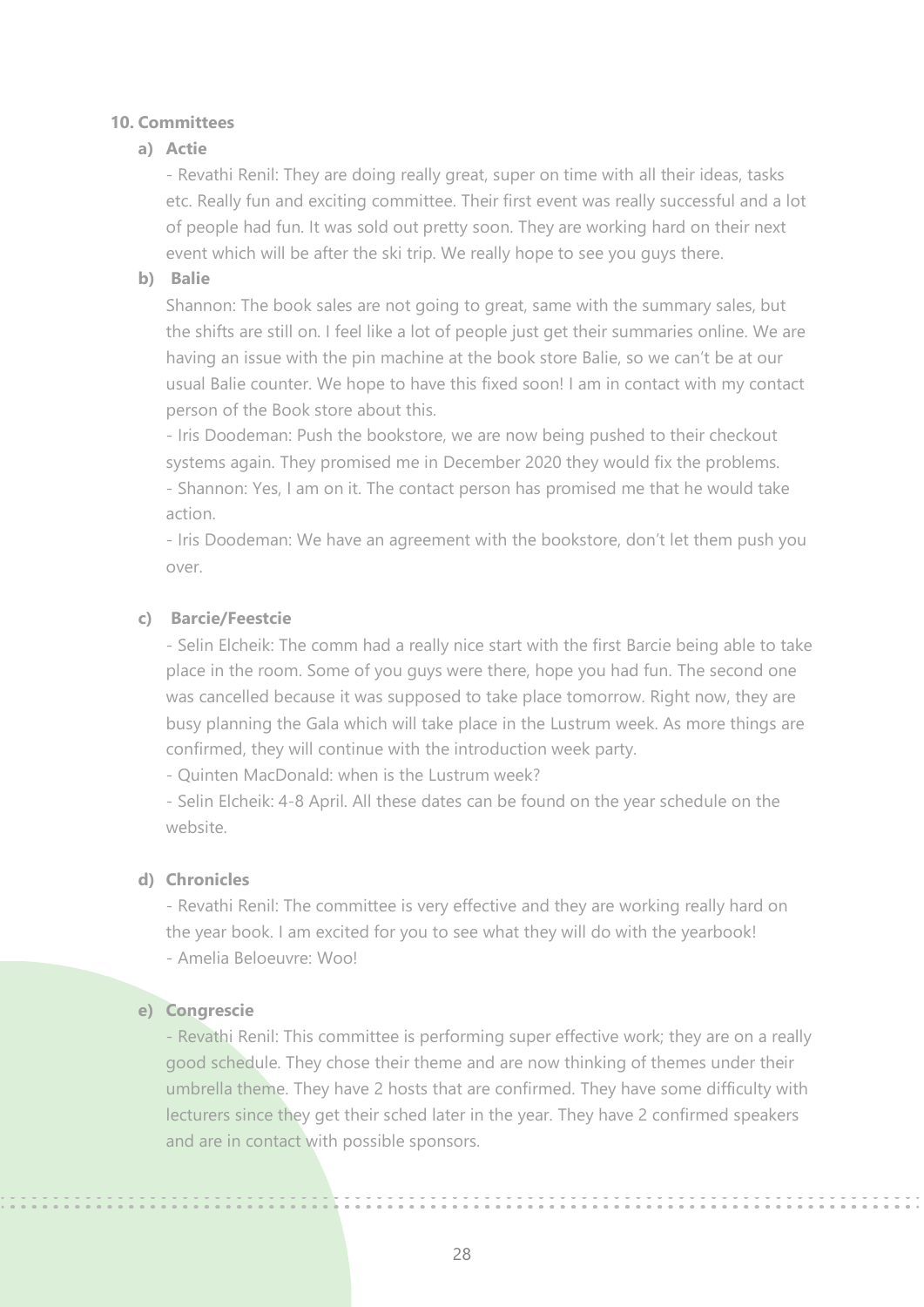## 10. Committees

### a) Actie

- Revathi Renil: They are doing really great, super on time with all their ideas, tasks etc. Really fun and exciting committee. Their first event was really successful and a lot of people had fun. It was sold out pretty soon. They are working hard on their next event which will be after the ski trip. We really hope to see you guys there.

### b) Balie

Shannon: The book sales are not going to great, same with the summary sales, but the shifts are still on. I feel like a lot of people just get their summaries online. We are having an issue with the pin machine at the book store Balie, so we can't be at our usual Balie counter. We hope to have this fixed soon! I am in contact with my contact person of the Book store about this.

- Iris Doodeman: Push the bookstore, we are now being pushed to their checkout systems again. They promised me in December 2020 they would fix the problems.
- Shannon: Yes, I am on it. The contact person has promised me that he would take action.
- Iris Doodeman: We have an agreement with the bookstore, don't let them push you over.

### c) Barcie/Feestcie

- Selin Elcheik: The comm had a really nice start with the first Barcie being able to take place in the room. Some of you guys were there, hope you had fun. The second one was cancelled because it was supposed to take place tomorrow. Right now, they are busy planning the Gala which will take place in the Lustrum week. As more things are confirmed, they will continue with the introduction week party.
- Quinten MacDonald: when is the Lustrum week?
- Selin Elcheik: 4-8 April. All these dates can be found on the year schedule on the website.

### d) Chronicles

- Revathi Renil: The committee is very effective and they are working really hard on the year book. I am excited for you to see what they will do with the yearbook!
- Amelia Beloeuvre: Woo!

### e) Congrescie

- Revathi Renil: This committee is performing super effective work; they are on a really good schedule. They chose their theme and are now thinking of themes under their umbrella theme. They have 2 hosts that are confirmed. They have some difficulty with lecturers since they get their sched later in the year. They have 2 confirmed speakers and are in contact with possible sponsors.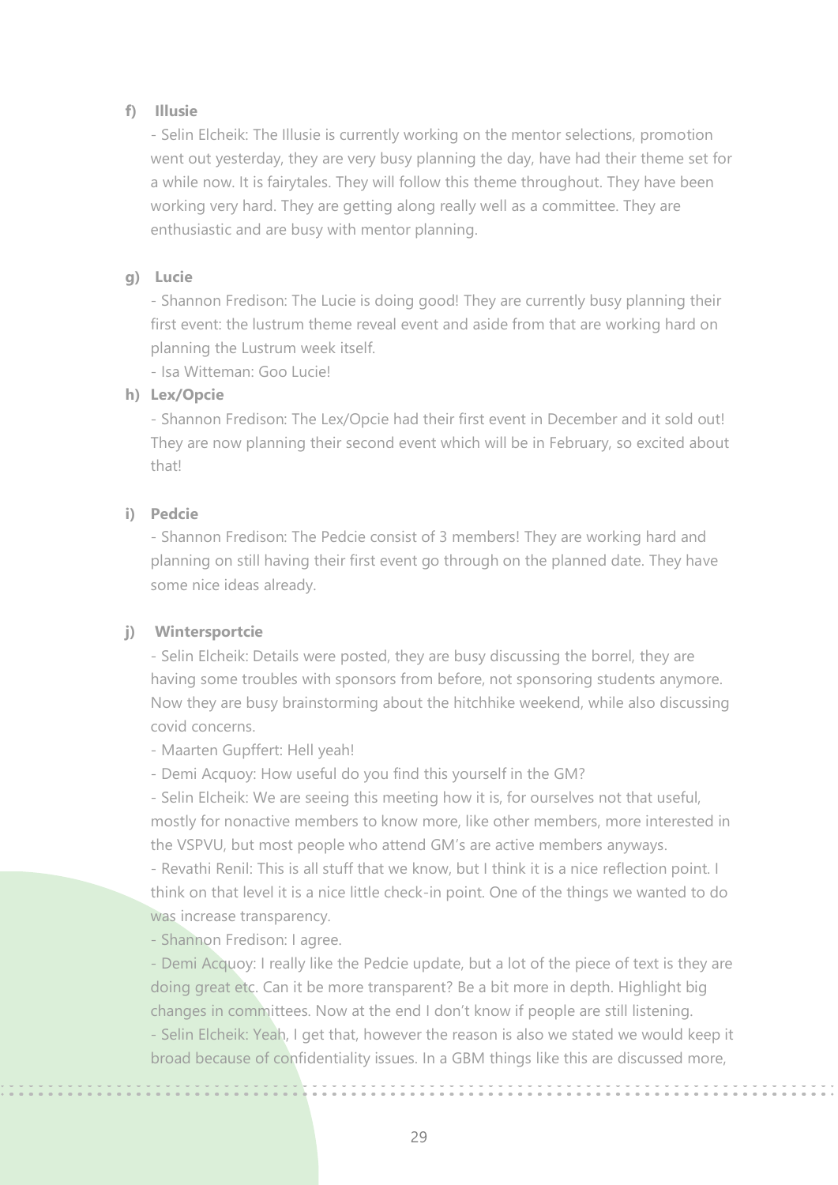**f) Illusie**

- Selin Elcheik: The Illusie is currently working on the mentor selections, promotion went out yesterday, they are very busy planning the day, have had their theme set for a while now. It is fairytales. They will follow this theme throughout. They have been working very hard. They are getting along really well as a committee. They are enthusiastic and are busy with mentor planning.

**g) Lucie**

- Shannon Fredison: The Lucie is doing good! They are currently busy planning their first event: the lustrum theme reveal event and aside from that are working hard on planning the Lustrum week itself.
- Isa Witteman: Goo Lucie!

**h) Lex/Opcie**

- Shannon Fredison: The Lex/Opcie had their first event in December and it sold out! They are now planning their second event which will be in February, so excited about that!

**i) Pedcie**

- Shannon Fredison: The Pedcie consist of 3 members! They are working hard and planning on still having their first event go through on the planned date. They have some nice ideas already.

**j) Wintersportcie**

- Selin Elcheik: Details were posted, they are busy discussing the borrel, they are having some troubles with sponsors from before, not sponsoring students anymore. Now they are busy brainstorming about the hitchhike weekend, while also discussing covid concerns.
- Maarten Gupffert: Hell yeah!
- Demi Acquoy: How useful do you find this yourself in the GM?
- Selin Elcheik: We are seeing this meeting how it is, for ourselves not that useful, mostly for nonactive members to know more, like other members, more interested in the VSPVU, but most people who attend GM's are active members anyways.
- Revathi Renil: This is all stuff that we know, but I think it is a nice reflection point. I think on that level it is a nice little check-in point. One of the things we wanted to do was increase transparency.
- Shannon Fredison: I agree.
- Demi Acquoy: I really like the Pedcie update, but a lot of the piece of text is they are doing great etc. Can it be more transparent? Be a bit more in depth. Highlight big changes in committees. Now at the end I don't know if people are still listening.
- Selin Elcheik: Yeah, I get that, however the reason is also we stated we would keep it broad because of confidentiality issues. In a GBM things like this are discussed more,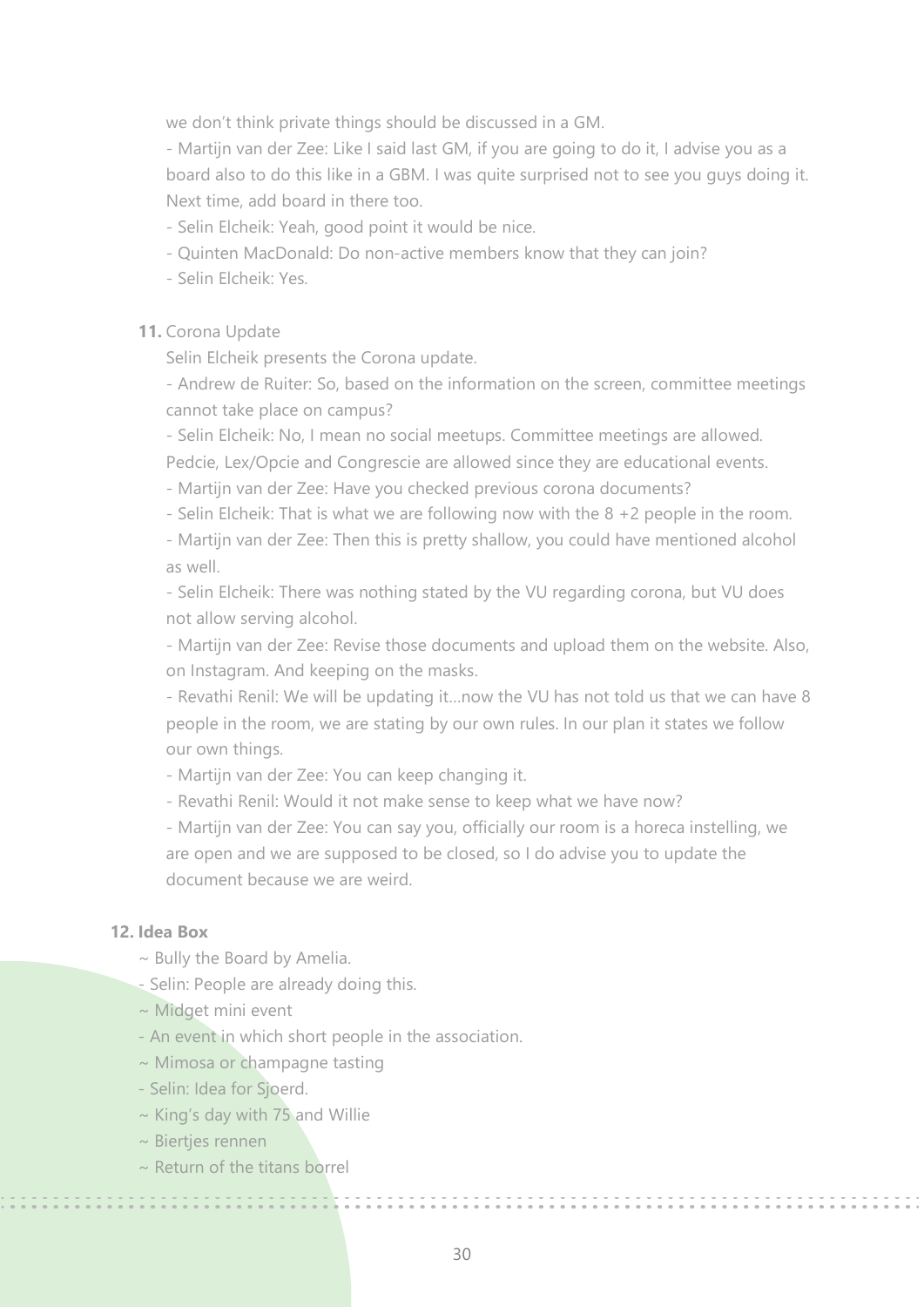we don't think private things should be discussed in a GM.

- Martijn van der Zee: Like I said last GM, if you are going to do it, I advise you as a board also to do this like in a GBM. I was quite surprised not to see you guys doing it. Next time, add board in there too.
- Selin Elcheik: Yeah, good point it would be nice.
- Quinten MacDonald: Do non-active members know that they can join?
- Selin Elcheik: Yes.

**11.** Corona Update

Selin Elcheik presents the Corona update.

- Andrew de Ruiter: So, based on the information on the screen, committee meetings cannot take place on campus?
- Selin Elcheik: No, I mean no social meetups. Committee meetings are allowed. Pedcie, Lex/Opcie and Congrescie are allowed since they are educational events.
- Martijn van der Zee: Have you checked previous corona documents?
- Selin Elcheik: That is what we are following now with the 8 +2 people in the room.
- Martijn van der Zee: Then this is pretty shallow, you could have mentioned alcohol as well.
- Selin Elcheik: There was nothing stated by the VU regarding corona, but VU does not allow serving alcohol.
- Martijn van der Zee: Revise those documents and upload them on the website. Also, on Instagram. And keeping on the masks.
- Revathi Renil: We will be updating it…now the VU has not told us that we can have 8 people in the room, we are stating by our own rules. In our plan it states we follow our own things.
- Martijn van der Zee: You can keep changing it.
- Revathi Renil: Would it not make sense to keep what we have now?
- Martijn van der Zee: You can say you, officially our room is a horeca instelling, we are open and we are supposed to be closed, so I do advise you to update the document because we are weird.

**12. Idea Box**

~ Bully the Board by Amelia.

- Selin: People are already doing this.

~ Midget mini event

- An event in which short people in the association.

~ Mimosa or champagne tasting

- Selin: Idea for Sjoerd.

~ King's day with 75 and Willie

~ Biertjes rennen

~ Return of the titans borrel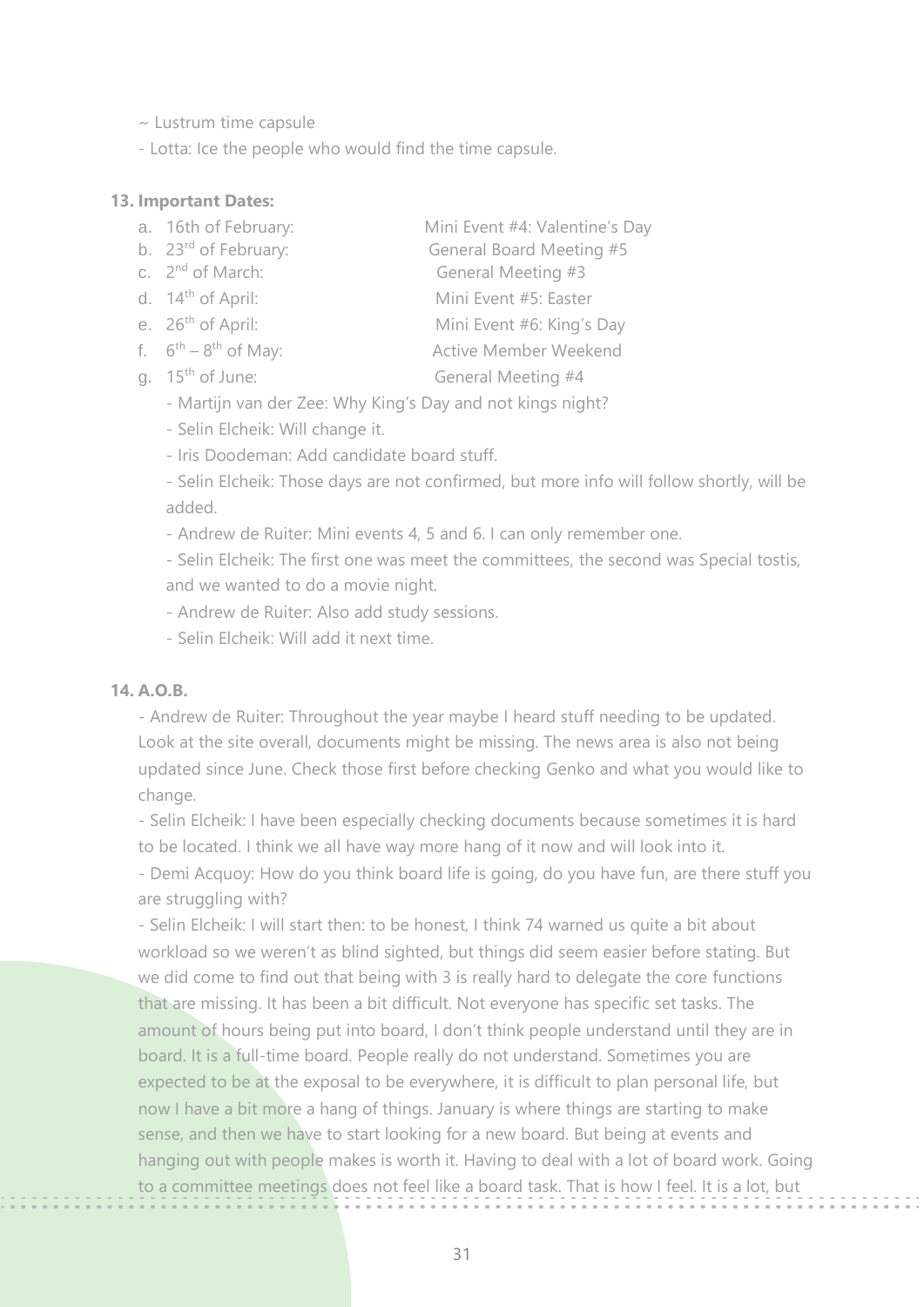~ Lustrum time capsule

- Lotta: Ice the people who would find the time capsule.

**13. Important Dates:**

a. 16th of February: Mini Event #4: Valentine's Day
b. 23rd of February: General Board Meeting #5
c. 2nd of March: General Meeting #3
d. 14th of April: Mini Event #5: Easter
e. 26th of April: Mini Event #6: King's Day
f. 6th – 8th of May: Active Member Weekend
g. 15th of June: General Meeting #4

- Martijn van der Zee: Why King's Day and not kings night?
- Selin Elcheik: Will change it.
- Iris Doodeman: Add candidate board stuff.
- Selin Elcheik: Those days are not confirmed, but more info will follow shortly, will be added.
- Andrew de Ruiter: Mini events 4, 5 and 6. I can only remember one.
- Selin Elcheik: The first one was meet the committees, the second was Special tostis, and we wanted to do a movie night.
- Andrew de Ruiter: Also add study sessions.
- Selin Elcheik: Will add it next time.

**14. A.O.B.**

- Andrew de Ruiter: Throughout the year maybe I heard stuff needing to be updated. Look at the site overall, documents might be missing. The news area is also not being updated since June. Check those first before checking Genko and what you would like to change.
- Selin Elcheik: I have been especially checking documents because sometimes it is hard to be located. I think we all have way more hang of it now and will look into it.
- Demi Acquoy: How do you think board life is going, do you have fun, are there stuff you are struggling with?
- Selin Elcheik: I will start then: to be honest, I think 74 warned us quite a bit about workload so we weren't as blind sighted, but things did seem easier before stating. But we did come to find out that being with 3 is really hard to delegate the core functions that are missing. It has been a bit difficult. Not everyone has specific set tasks. The amount of hours being put into board, I don't think people understand until they are in board. It is a full-time board. People really do not understand. Sometimes you are expected to be at the exposal to be everywhere, it is difficult to plan personal life, but now I have a bit more a hang of things. January is where things are starting to make sense, and then we have to start looking for a new board. But being at events and hanging out with people makes is worth it. Having to deal with a lot of board work. Going to a committee meetings does not feel like a board task. That is how I feel. It is a lot, but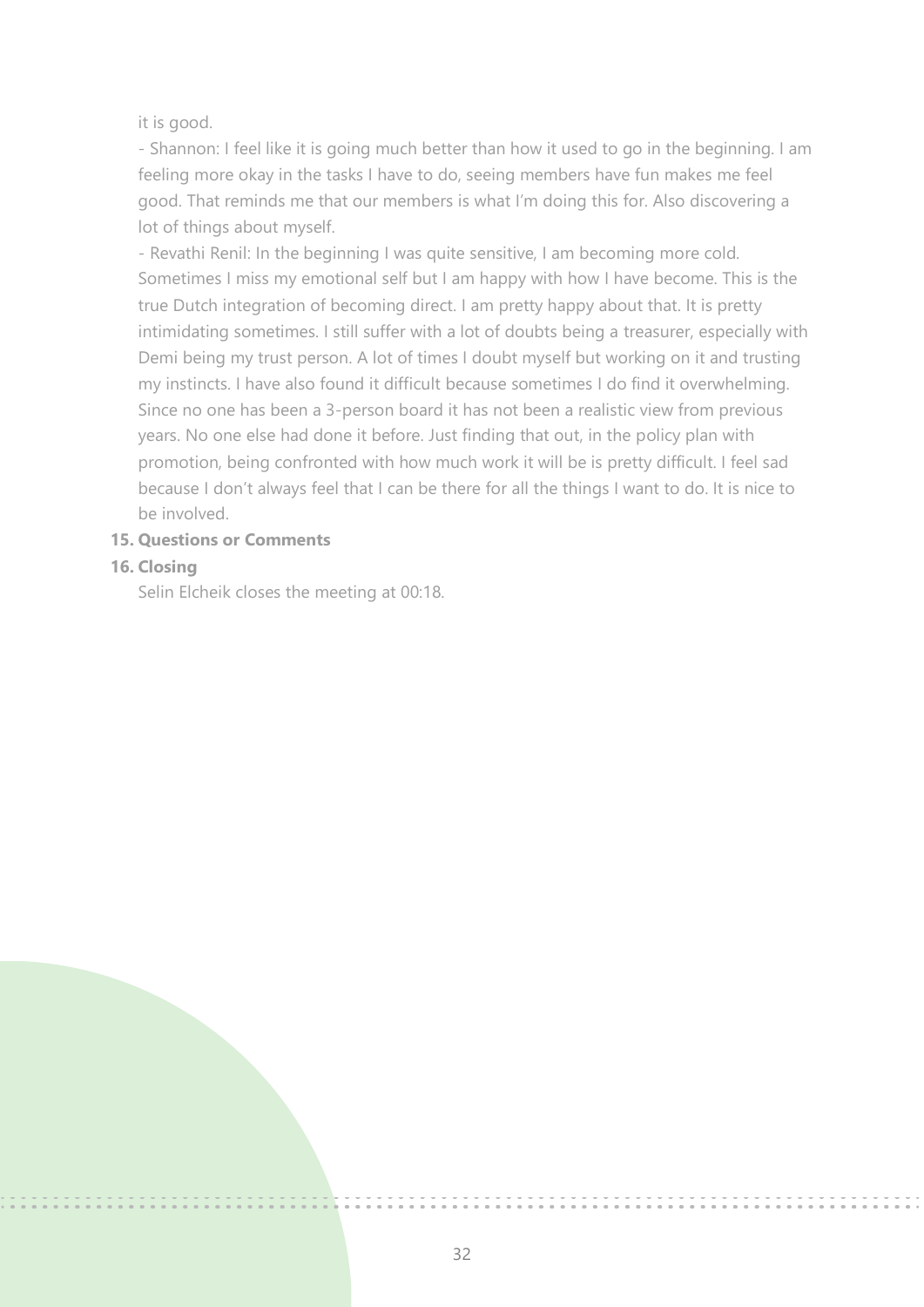it is good.

- Shannon: I feel like it is going much better than how it used to go in the beginning. I am feeling more okay in the tasks I have to do, seeing members have fun makes me feel good. That reminds me that our members is what I'm doing this for. Also discovering a lot of things about myself.

- Revathi Renil: In the beginning I was quite sensitive, I am becoming more cold. Sometimes I miss my emotional self but I am happy with how I have become. This is the true Dutch integration of becoming direct. I am pretty happy about that. It is pretty intimidating sometimes. I still suffer with a lot of doubts being a treasurer, especially with Demi being my trust person. A lot of times I doubt myself but working on it and trusting my instincts. I have also found it difficult because sometimes I do find it overwhelming. Since no one has been a 3-person board it has not been a realistic view from previous years. No one else had done it before. Just finding that out, in the policy plan with promotion, being confronted with how much work it will be is pretty difficult. I feel sad because I don't always feel that I can be there for all the things I want to do. It is nice to be involved.

**15. Questions or Comments**

**16. Closing**

Selin Elcheik closes the meeting at 00:18.